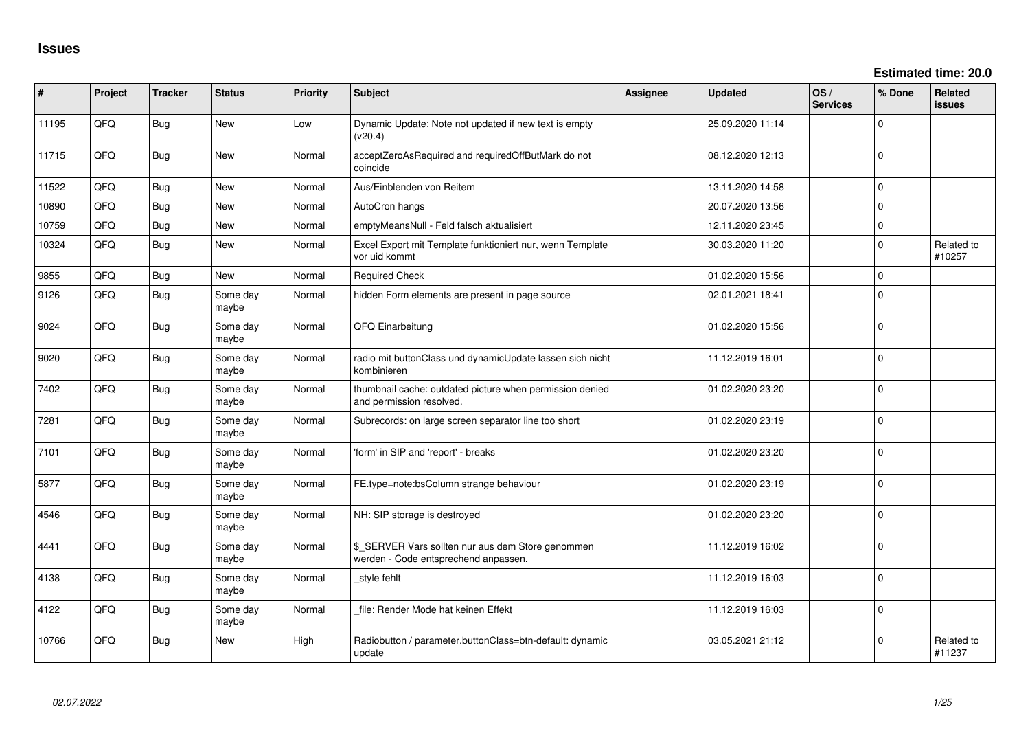# Issues

**Estimated time: 20.0**

| # | Project | Tracker | Status | Priority | Subject | Assignee | Updated | OS / Services | % Done | Related issues |
|---|---|---|---|---|---|---|---|---|---|---|
| 11195 | QFQ | Bug | New | Low | Dynamic Update: Note not updated if new text is empty (v20.4) | | 25.09.2020 11:14 | | 0 | |
| 11715 | QFQ | Bug | New | Normal | acceptZeroAsRequired and requiredOffButMark do not coincide | | 08.12.2020 12:13 | | 0 | |
| 11522 | QFQ | Bug | New | Normal | Aus/Einblenden von Reitern | | 13.11.2020 14:58 | | 0 | |
| 10890 | QFQ | Bug | New | Normal | AutoCron hangs | | 20.07.2020 13:56 | | 0 | |
| 10759 | QFQ | Bug | New | Normal | emptyMeansNull - Feld falsch aktualisiert | | 12.11.2020 23:45 | | 0 | |
| 10324 | QFQ | Bug | New | Normal | Excel Export mit Template funktioniert nur, wenn Template vor uid kommt | | 30.03.2020 11:20 | | 0 | Related to #10257 |
| 9855 | QFQ | Bug | New | Normal | Required Check | | 01.02.2020 15:56 | | 0 | |
| 9126 | QFQ | Bug | Some day maybe | Normal | hidden Form elements are present in page source | | 02.01.2021 18:41 | | 0 | |
| 9024 | QFQ | Bug | Some day maybe | Normal | QFQ Einarbeitung | | 01.02.2020 15:56 | | 0 | |
| 9020 | QFQ | Bug | Some day maybe | Normal | radio mit buttonClass und dynamicUpdate lassen sich nicht kombinieren | | 11.12.2019 16:01 | | 0 | |
| 7402 | QFQ | Bug | Some day maybe | Normal | thumbnail cache: outdated picture when permission denied and permission resolved. | | 01.02.2020 23:20 | | 0 | |
| 7281 | QFQ | Bug | Some day maybe | Normal | Subrecords: on large screen separator line too short | | 01.02.2020 23:19 | | 0 | |
| 7101 | QFQ | Bug | Some day maybe | Normal | 'form' in SIP and 'report' - breaks | | 01.02.2020 23:20 | | 0 | |
| 5877 | QFQ | Bug | Some day maybe | Normal | FE.type=note:bsColumn strange behaviour | | 01.02.2020 23:19 | | 0 | |
| 4546 | QFQ | Bug | Some day maybe | Normal | NH: SIP storage is destroyed | | 01.02.2020 23:20 | | 0 | |
| 4441 | QFQ | Bug | Some day maybe | Normal | $_SERVER Vars sollten nur aus dem Store genommen werden - Code entsprechend anpassen. | | 11.12.2019 16:02 | | 0 | |
| 4138 | QFQ | Bug | Some day maybe | Normal | _style fehlt | | 11.12.2019 16:03 | | 0 | |
| 4122 | QFQ | Bug | Some day maybe | Normal | _file: Render Mode hat keinen Effekt | | 11.12.2019 16:03 | | 0 | |
| 10766 | QFQ | Bug | New | High | Radiobutton / parameter.buttonClass=btn-default: dynamic update | | 03.05.2021 21:12 | | 0 | Related to #11237 |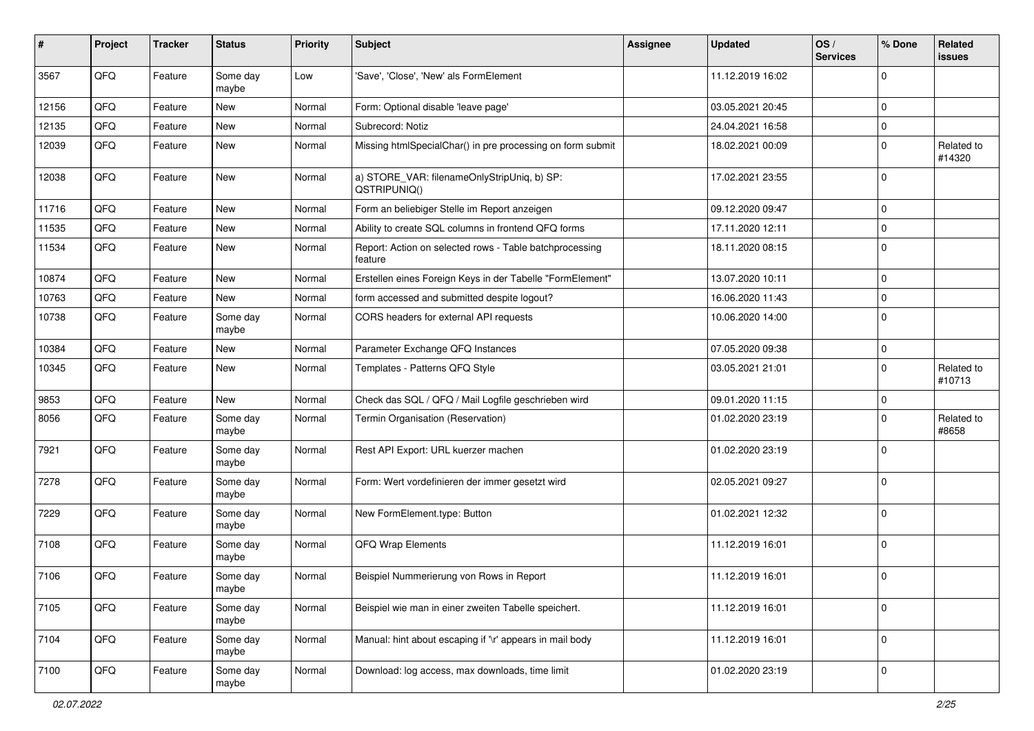| # | Project | Tracker | Status | Priority | Subject | Assignee | Updated | OS / Services | % Done | Related issues |
|---|---|---|---|---|---|---|---|---|---|---|
| 3567 | QFQ | Feature | Some day maybe | Low | 'Save', 'Close', 'New' als FormElement | | 11.12.2019 16:02 | | 0 | |
| 12156 | QFQ | Feature | New | Normal | Form: Optional disable 'leave page' | | 03.05.2021 20:45 | | 0 | |
| 12135 | QFQ | Feature | New | Normal | Subrecord: Notiz | | 24.04.2021 16:58 | | 0 | |
| 12039 | QFQ | Feature | New | Normal | Missing htmlSpecialChar() in pre processing on form submit | | 18.02.2021 00:09 | | 0 | Related to #14320 |
| 12038 | QFQ | Feature | New | Normal | a) STORE_VAR: filenameOnlyStripUniq, b) SP: QSTRIPUNIQ() | | 17.02.2021 23:55 | | 0 | |
| 11716 | QFQ | Feature | New | Normal | Form an beliebiger Stelle im Report anzeigen | | 09.12.2020 09:47 | | 0 | |
| 11535 | QFQ | Feature | New | Normal | Ability to create SQL columns in frontend QFQ forms | | 17.11.2020 12:11 | | 0 | |
| 11534 | QFQ | Feature | New | Normal | Report: Action on selected rows - Table batchprocessing feature | | 18.11.2020 08:15 | | 0 | |
| 10874 | QFQ | Feature | New | Normal | Erstellen eines Foreign Keys in der Tabelle "FormElement" | | 13.07.2020 10:11 | | 0 | |
| 10763 | QFQ | Feature | New | Normal | form accessed and submitted despite logout? | | 16.06.2020 11:43 | | 0 | |
| 10738 | QFQ | Feature | Some day maybe | Normal | CORS headers for external API requests | | 10.06.2020 14:00 | | 0 | |
| 10384 | QFQ | Feature | New | Normal | Parameter Exchange QFQ Instances | | 07.05.2020 09:38 | | 0 | |
| 10345 | QFQ | Feature | New | Normal | Templates - Patterns QFQ Style | | 03.05.2021 21:01 | | 0 | Related to #10713 |
| 9853 | QFQ | Feature | New | Normal | Check das SQL / QFQ / Mail Logfile geschrieben wird | | 09.01.2020 11:15 | | 0 | |
| 8056 | QFQ | Feature | Some day maybe | Normal | Termin Organisation (Reservation) | | 01.02.2020 23:19 | | 0 | Related to #8658 |
| 7921 | QFQ | Feature | Some day maybe | Normal | Rest API Export: URL kuerzer machen | | 01.02.2020 23:19 | | 0 | |
| 7278 | QFQ | Feature | Some day maybe | Normal | Form: Wert vordefinieren der immer gesetzt wird | | 02.05.2021 09:27 | | 0 | |
| 7229 | QFQ | Feature | Some day maybe | Normal | New FormElement.type: Button | | 01.02.2021 12:32 | | 0 | |
| 7108 | QFQ | Feature | Some day maybe | Normal | QFQ Wrap Elements | | 11.12.2019 16:01 | | 0 | |
| 7106 | QFQ | Feature | Some day maybe | Normal | Beispiel Nummerierung von Rows in Report | | 11.12.2019 16:01 | | 0 | |
| 7105 | QFQ | Feature | Some day maybe | Normal | Beispiel wie man in einer zweiten Tabelle speichert. | | 11.12.2019 16:01 | | 0 | |
| 7104 | QFQ | Feature | Some day maybe | Normal | Manual: hint about escaping if '\r' appears in mail body | | 11.12.2019 16:01 | | 0 | |
| 7100 | QFQ | Feature | Some day maybe | Normal | Download: log access, max downloads, time limit | | 01.02.2020 23:19 | | 0 | |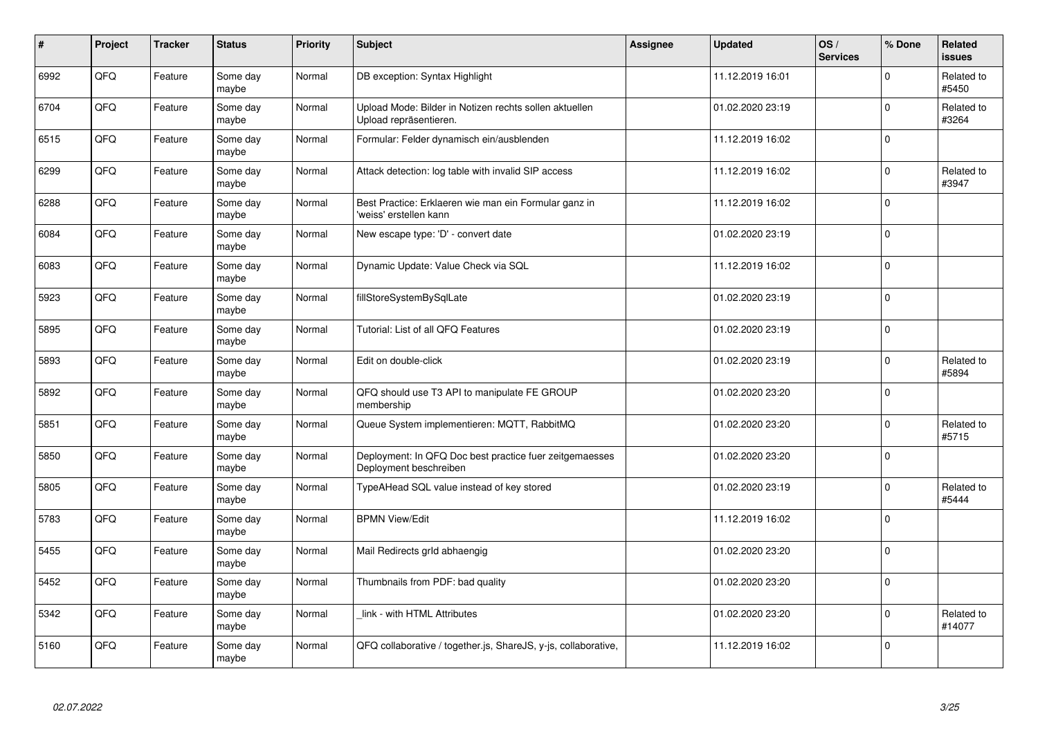| # | Project | Tracker | Status | Priority | Subject | Assignee | Updated | OS / Services | % Done | Related issues |
|---|---|---|---|---|---|---|---|---|---|---|
| 6992 | QFQ | Feature | Some day maybe | Normal | DB exception: Syntax Highlight | | 11.12.2019 16:01 | | 0 | Related to #5450 |
| 6704 | QFQ | Feature | Some day maybe | Normal | Upload Mode: Bilder in Notizen rechts sollen aktuellen Upload repräsentieren. | | 01.02.2020 23:19 | | 0 | Related to #3264 |
| 6515 | QFQ | Feature | Some day maybe | Normal | Formular: Felder dynamisch ein/ausblenden | | 11.12.2019 16:02 | | 0 | |
| 6299 | QFQ | Feature | Some day maybe | Normal | Attack detection: log table with invalid SIP access | | 11.12.2019 16:02 | | 0 | Related to #3947 |
| 6288 | QFQ | Feature | Some day maybe | Normal | Best Practice: Erklaeren wie man ein Formular ganz in 'weiss' erstellen kann | | 11.12.2019 16:02 | | 0 | |
| 6084 | QFQ | Feature | Some day maybe | Normal | New escape type: 'D' - convert date | | 01.02.2020 23:19 | | 0 | |
| 6083 | QFQ | Feature | Some day maybe | Normal | Dynamic Update: Value Check via SQL | | 11.12.2019 16:02 | | 0 | |
| 5923 | QFQ | Feature | Some day maybe | Normal | fillStoreSystemBySqlLate | | 01.02.2020 23:19 | | 0 | |
| 5895 | QFQ | Feature | Some day maybe | Normal | Tutorial: List of all QFQ Features | | 01.02.2020 23:19 | | 0 | |
| 5893 | QFQ | Feature | Some day maybe | Normal | Edit on double-click | | 01.02.2020 23:19 | | 0 | Related to #5894 |
| 5892 | QFQ | Feature | Some day maybe | Normal | QFQ should use T3 API to manipulate FE GROUP membership | | 01.02.2020 23:20 | | 0 | |
| 5851 | QFQ | Feature | Some day maybe | Normal | Queue System implementieren: MQTT, RabbitMQ | | 01.02.2020 23:20 | | 0 | Related to #5715 |
| 5850 | QFQ | Feature | Some day maybe | Normal | Deployment: In QFQ Doc best practice fuer zeitgemaesses Deployment beschreiben | | 01.02.2020 23:20 | | 0 | |
| 5805 | QFQ | Feature | Some day maybe | Normal | TypeAHead SQL value instead of key stored | | 01.02.2020 23:19 | | 0 | Related to #5444 |
| 5783 | QFQ | Feature | Some day maybe | Normal | BPMN View/Edit | | 11.12.2019 16:02 | | 0 | |
| 5455 | QFQ | Feature | Some day maybe | Normal | Mail Redirects grId abhaengig | | 01.02.2020 23:20 | | 0 | |
| 5452 | QFQ | Feature | Some day maybe | Normal | Thumbnails from PDF: bad quality | | 01.02.2020 23:20 | | 0 | |
| 5342 | QFQ | Feature | Some day maybe | Normal | _link - with HTML Attributes | | 01.02.2020 23:20 | | 0 | Related to #14077 |
| 5160 | QFQ | Feature | Some day maybe | Normal | QFQ collaborative / together.js, ShareJS, y-js, collaborative, | | 11.12.2019 16:02 | | 0 | |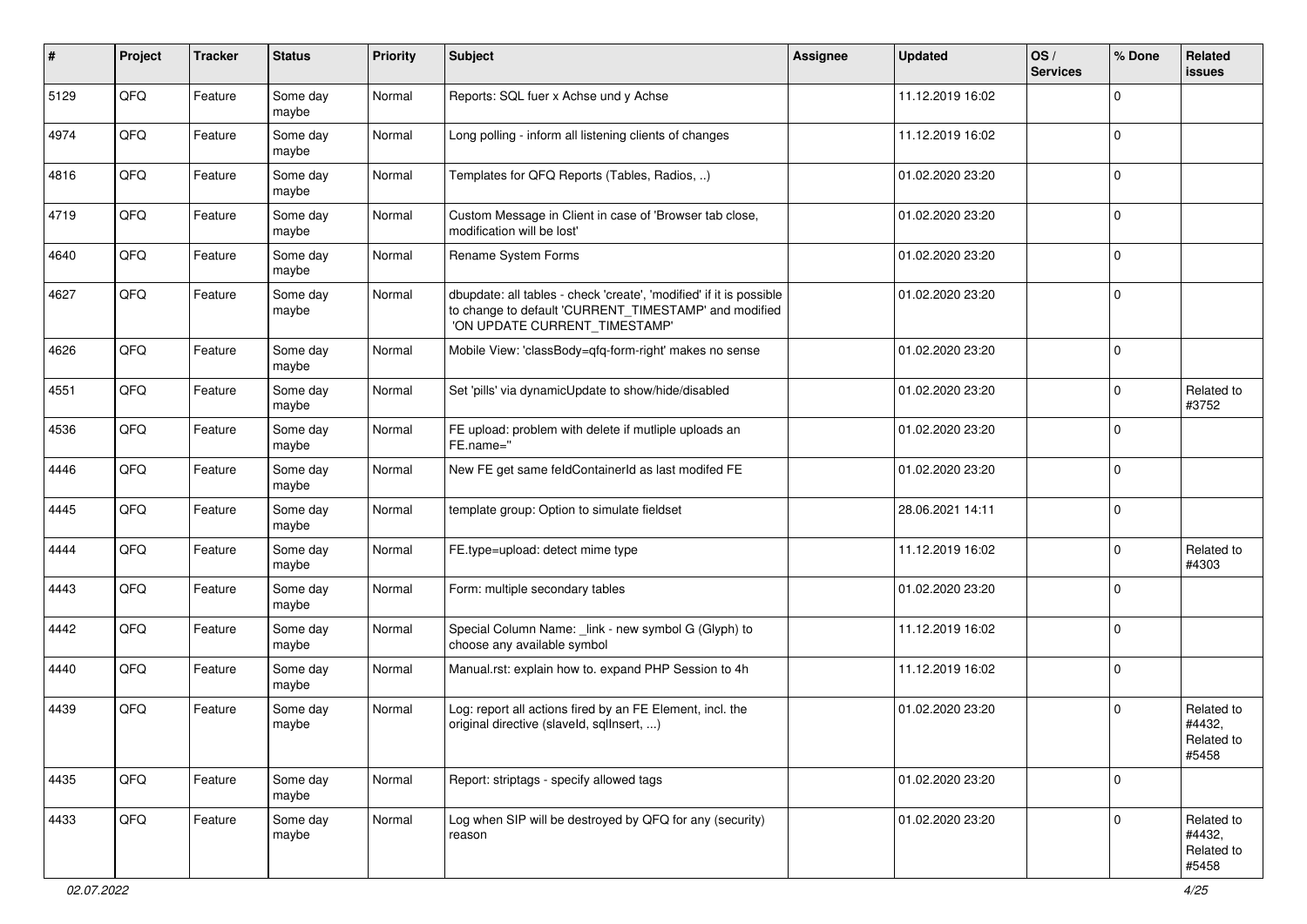| # | Project | Tracker | Status | Priority | Subject | Assignee | Updated | OS / Services | % Done | Related issues |
|---|---|---|---|---|---|---|---|---|---|---|
| 5129 | QFQ | Feature | Some day maybe | Normal | Reports: SQL fuer x Achse und y Achse | | 11.12.2019 16:02 | | 0 | |
| 4974 | QFQ | Feature | Some day maybe | Normal | Long polling - inform all listening clients of changes | | 11.12.2019 16:02 | | 0 | |
| 4816 | QFQ | Feature | Some day maybe | Normal | Templates for QFQ Reports (Tables, Radios, ..) | | 01.02.2020 23:20 | | 0 | |
| 4719 | QFQ | Feature | Some day maybe | Normal | Custom Message in Client in case of 'Browser tab close, modification will be lost' | | 01.02.2020 23:20 | | 0 | |
| 4640 | QFQ | Feature | Some day maybe | Normal | Rename System Forms | | 01.02.2020 23:20 | | 0 | |
| 4627 | QFQ | Feature | Some day maybe | Normal | dbupdate: all tables - check 'create', 'modified' if it is possible to change to default 'CURRENT_TIMESTAMP' and modified 'ON UPDATE CURRENT_TIMESTAMP' | | 01.02.2020 23:20 | | 0 | |
| 4626 | QFQ | Feature | Some day maybe | Normal | Mobile View: 'classBody=qfq-form-right' makes no sense | | 01.02.2020 23:20 | | 0 | |
| 4551 | QFQ | Feature | Some day maybe | Normal | Set 'pills' via dynamicUpdate to show/hide/disabled | | 01.02.2020 23:20 | | 0 | Related to #3752 |
| 4536 | QFQ | Feature | Some day maybe | Normal | FE upload: problem with delete if mutliple uploads an FE.name='' | | 01.02.2020 23:20 | | 0 | |
| 4446 | QFQ | Feature | Some day maybe | Normal | New FE get same feldContainerId as last modifed FE | | 01.02.2020 23:20 | | 0 | |
| 4445 | QFQ | Feature | Some day maybe | Normal | template group: Option to simulate fieldset | | 28.06.2021 14:11 | | 0 | |
| 4444 | QFQ | Feature | Some day maybe | Normal | FE.type=upload: detect mime type | | 11.12.2019 16:02 | | 0 | Related to #4303 |
| 4443 | QFQ | Feature | Some day maybe | Normal | Form: multiple secondary tables | | 01.02.2020 23:20 | | 0 | |
| 4442 | QFQ | Feature | Some day maybe | Normal | Special Column Name: _link - new symbol G (Glyph) to choose any available symbol | | 11.12.2019 16:02 | | 0 | |
| 4440 | QFQ | Feature | Some day maybe | Normal | Manual.rst: explain how to. expand PHP Session to 4h | | 11.12.2019 16:02 | | 0 | |
| 4439 | QFQ | Feature | Some day maybe | Normal | Log: report all actions fired by an FE Element, incl. the original directive (slaveId, sqlInsert, ...) | | 01.02.2020 23:20 | | 0 | Related to #4432, Related to #5458 |
| 4435 | QFQ | Feature | Some day maybe | Normal | Report: striptags - specify allowed tags | | 01.02.2020 23:20 | | 0 | |
| 4433 | QFQ | Feature | Some day maybe | Normal | Log when SIP will be destroyed by QFQ for any (security) reason | | 01.02.2020 23:20 | | 0 | Related to #4432, Related to #5458 |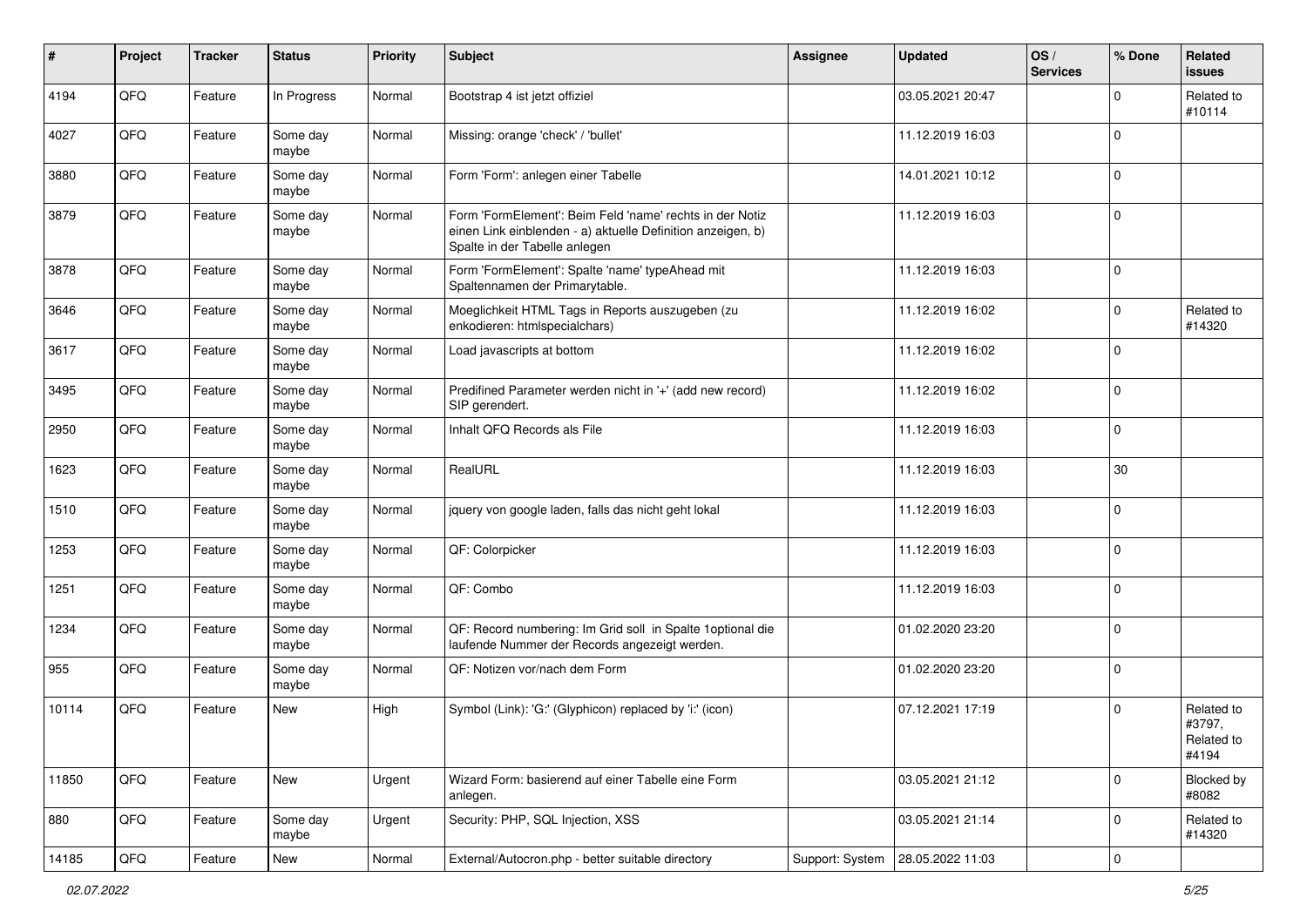| # | Project | Tracker | Status | Priority | Subject | Assignee | Updated | OS / Services | % Done | Related issues |
|---|---|---|---|---|---|---|---|---|---|---|
| 4194 | QFQ | Feature | In Progress | Normal | Bootstrap 4 ist jetzt offiziel | | 03.05.2021 20:47 | | 0 | Related to #10114 |
| 4027 | QFQ | Feature | Some day maybe | Normal | Missing: orange 'check' / 'bullet' | | 11.12.2019 16:03 | | 0 | |
| 3880 | QFQ | Feature | Some day maybe | Normal | Form 'Form': anlegen einer Tabelle | | 14.01.2021 10:12 | | 0 | |
| 3879 | QFQ | Feature | Some day maybe | Normal | Form 'FormElement': Beim Feld 'name' rechts in der Notiz einen Link einblenden - a) aktuelle Definition anzeigen, b) Spalte in der Tabelle anlegen | | 11.12.2019 16:03 | | 0 | |
| 3878 | QFQ | Feature | Some day maybe | Normal | Form 'FormElement': Spalte 'name' typeAhead mit Spaltennamen der Primarytable. | | 11.12.2019 16:03 | | 0 | |
| 3646 | QFQ | Feature | Some day maybe | Normal | Moeglichkeit HTML Tags in Reports auszugeben (zu enkodieren: htmlspecialchars) | | 11.12.2019 16:02 | | 0 | Related to #14320 |
| 3617 | QFQ | Feature | Some day maybe | Normal | Load javascripts at bottom | | 11.12.2019 16:02 | | 0 | |
| 3495 | QFQ | Feature | Some day maybe | Normal | Predifined Parameter werden nicht in '+' (add new record) SIP gerendert. | | 11.12.2019 16:02 | | 0 | |
| 2950 | QFQ | Feature | Some day maybe | Normal | Inhalt QFQ Records als File | | 11.12.2019 16:03 | | 0 | |
| 1623 | QFQ | Feature | Some day maybe | Normal | RealURL | | 11.12.2019 16:03 | | 30 | |
| 1510 | QFQ | Feature | Some day maybe | Normal | jquery von google laden, falls das nicht geht lokal | | 11.12.2019 16:03 | | 0 | |
| 1253 | QFQ | Feature | Some day maybe | Normal | QF: Colorpicker | | 11.12.2019 16:03 | | 0 | |
| 1251 | QFQ | Feature | Some day maybe | Normal | QF: Combo | | 11.12.2019 16:03 | | 0 | |
| 1234 | QFQ | Feature | Some day maybe | Normal | QF: Record numbering: Im Grid soll in Spalte 1optional die laufende Nummer der Records angezeigt werden. | | 01.02.2020 23:20 | | 0 | |
| 955 | QFQ | Feature | Some day maybe | Normal | QF: Notizen vor/nach dem Form | | 01.02.2020 23:20 | | 0 | |
| 10114 | QFQ | Feature | New | High | Symbol (Link): 'G:' (Glyphicon) replaced by 'i:' (icon) | | 07.12.2021 17:19 | | 0 | Related to #3797, Related to #4194 |
| 11850 | QFQ | Feature | New | Urgent | Wizard Form: basierend auf einer Tabelle eine Form anlegen. | | 03.05.2021 21:12 | | 0 | Blocked by #8082 |
| 880 | QFQ | Feature | Some day maybe | Urgent | Security: PHP, SQL Injection, XSS | | 03.05.2021 21:14 | | 0 | Related to #14320 |
| 14185 | QFQ | Feature | New | Normal | External/Autocron.php - better suitable directory | Support: System | 28.05.2022 11:03 | | 0 | |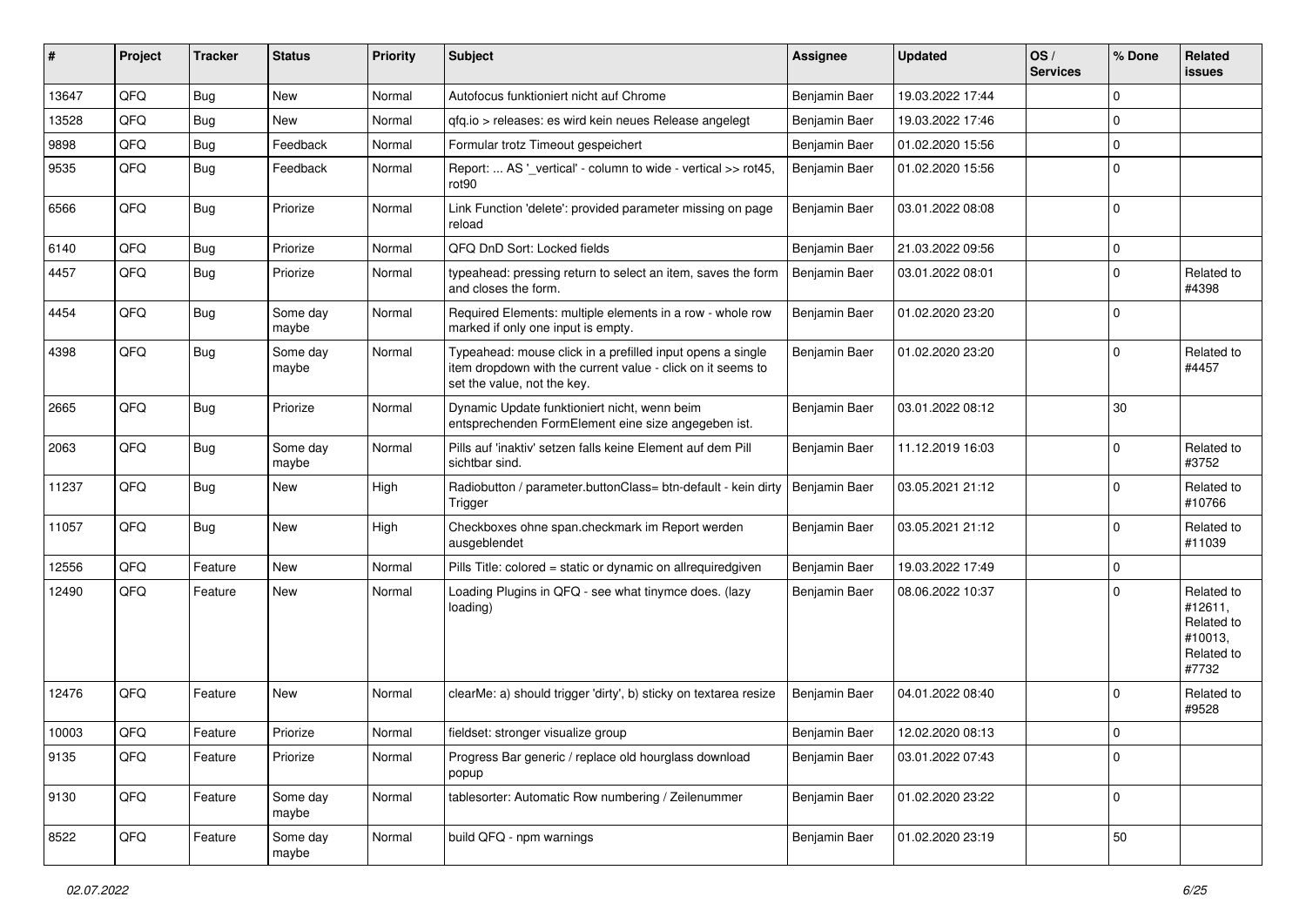| # | Project | Tracker | Status | Priority | Subject | Assignee | Updated | OS / Services | % Done | Related issues |
|---|---|---|---|---|---|---|---|---|---|---|
| 13647 | QFQ | Bug | New | Normal | Autofocus funktioniert nicht auf Chrome | Benjamin Baer | 19.03.2022 17:44 | | 0 | |
| 13528 | QFQ | Bug | New | Normal | qfq.io > releases: es wird kein neues Release angelegt | Benjamin Baer | 19.03.2022 17:46 | | 0 | |
| 9898 | QFQ | Bug | Feedback | Normal | Formular trotz Timeout gespeichert | Benjamin Baer | 01.02.2020 15:56 | | 0 | |
| 9535 | QFQ | Bug | Feedback | Normal | Report: ... AS '_vertical' - column to wide - vertical >> rot45, rot90 | Benjamin Baer | 01.02.2020 15:56 | | 0 | |
| 6566 | QFQ | Bug | Priorize | Normal | Link Function 'delete': provided parameter missing on page reload | Benjamin Baer | 03.01.2022 08:08 | | 0 | |
| 6140 | QFQ | Bug | Priorize | Normal | QFQ DnD Sort: Locked fields | Benjamin Baer | 21.03.2022 09:56 | | 0 | |
| 4457 | QFQ | Bug | Priorize | Normal | typeahead: pressing return to select an item, saves the form and closes the form. | Benjamin Baer | 03.01.2022 08:01 | | 0 | Related to #4398 |
| 4454 | QFQ | Bug | Some day maybe | Normal | Required Elements: multiple elements in a row - whole row marked if only one input is empty. | Benjamin Baer | 01.02.2020 23:20 | | 0 | |
| 4398 | QFQ | Bug | Some day maybe | Normal | Typeahead: mouse click in a prefilled input opens a single item dropdown with the current value - click on it seems to set the value, not the key. | Benjamin Baer | 01.02.2020 23:20 | | 0 | Related to #4457 |
| 2665 | QFQ | Bug | Priorize | Normal | Dynamic Update funktioniert nicht, wenn beim entsprechenden FormElement eine size angegeben ist. | Benjamin Baer | 03.01.2022 08:12 | | 30 | |
| 2063 | QFQ | Bug | Some day maybe | Normal | Pills auf 'inaktiv' setzen falls keine Element auf dem Pill sichtbar sind. | Benjamin Baer | 11.12.2019 16:03 | | 0 | Related to #3752 |
| 11237 | QFQ | Bug | New | High | Radiobutton / parameter.buttonClass= btn-default - kein dirty Trigger | Benjamin Baer | 03.05.2021 21:12 | | 0 | Related to #10766 |
| 11057 | QFQ | Bug | New | High | Checkboxes ohne span.checkmark im Report werden ausgeblendet | Benjamin Baer | 03.05.2021 21:12 | | 0 | Related to #11039 |
| 12556 | QFQ | Feature | New | Normal | Pills Title: colored = static or dynamic on allrequiredgiven | Benjamin Baer | 19.03.2022 17:49 | | 0 | |
| 12490 | QFQ | Feature | New | Normal | Loading Plugins in QFQ - see what tinymce does. (lazy loading) | Benjamin Baer | 08.06.2022 10:37 | | 0 | Related to #12611, Related to #10013, Related to #7732 |
| 12476 | QFQ | Feature | New | Normal | clearMe: a) should trigger 'dirty', b) sticky on textarea resize | Benjamin Baer | 04.01.2022 08:40 | | 0 | Related to #9528 |
| 10003 | QFQ | Feature | Priorize | Normal | fieldset: stronger visualize group | Benjamin Baer | 12.02.2020 08:13 | | 0 | |
| 9135 | QFQ | Feature | Priorize | Normal | Progress Bar generic / replace old hourglass download popup | Benjamin Baer | 03.01.2022 07:43 | | 0 | |
| 9130 | QFQ | Feature | Some day maybe | Normal | tablesorter: Automatic Row numbering / Zeilenummer | Benjamin Baer | 01.02.2020 23:22 | | 0 | |
| 8522 | QFQ | Feature | Some day maybe | Normal | build QFQ - npm warnings | Benjamin Baer | 01.02.2020 23:19 | | 50 | |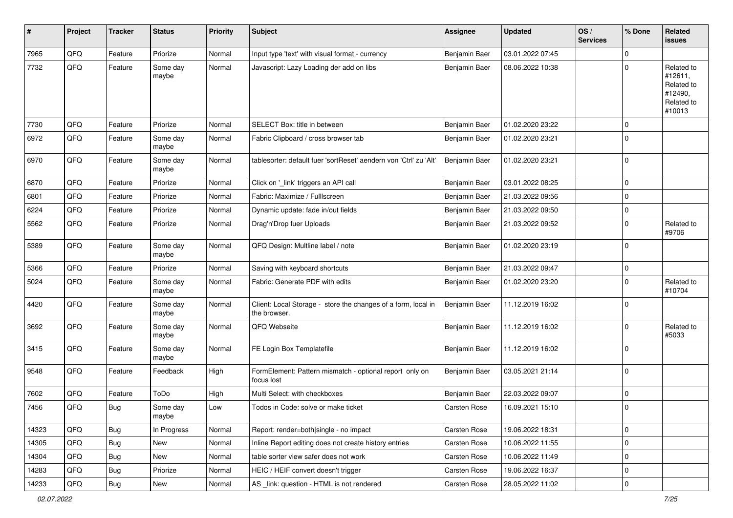| # | Project | Tracker | Status | Priority | Subject | Assignee | Updated | OS / Services | % Done | Related issues |
|---|---|---|---|---|---|---|---|---|---|---|
| 7965 | QFQ | Feature | Priorize | Normal | Input type 'text' with visual format - currency | Benjamin Baer | 03.01.2022 07:45 | | 0 | |
| 7732 | QFQ | Feature | Some day maybe | Normal | Javascript: Lazy Loading der add on libs | Benjamin Baer | 08.06.2022 10:38 | | 0 | Related to #12611, Related to #12490, Related to #10013 |
| 7730 | QFQ | Feature | Priorize | Normal | SELECT Box: title in between | Benjamin Baer | 01.02.2020 23:22 | | 0 | |
| 6972 | QFQ | Feature | Some day maybe | Normal | Fabric Clipboard / cross browser tab | Benjamin Baer | 01.02.2020 23:21 | | 0 | |
| 6970 | QFQ | Feature | Some day maybe | Normal | tablesorter: default fuer 'sortReset' aendern von 'Ctrl' zu 'Alt' | Benjamin Baer | 01.02.2020 23:21 | | 0 | |
| 6870 | QFQ | Feature | Priorize | Normal | Click on '_link' triggers an API call | Benjamin Baer | 03.01.2022 08:25 | | 0 | |
| 6801 | QFQ | Feature | Priorize | Normal | Fabric: Maximize / Fulllscreen | Benjamin Baer | 21.03.2022 09:56 | | 0 | |
| 6224 | QFQ | Feature | Priorize | Normal | Dynamic update: fade in/out fields | Benjamin Baer | 21.03.2022 09:50 | | 0 | |
| 5562 | QFQ | Feature | Priorize | Normal | Drag'n'Drop fuer Uploads | Benjamin Baer | 21.03.2022 09:52 | | 0 | Related to #9706 |
| 5389 | QFQ | Feature | Some day maybe | Normal | QFQ Design: Multline label / note | Benjamin Baer | 01.02.2020 23:19 | | 0 | |
| 5366 | QFQ | Feature | Priorize | Normal | Saving with keyboard shortcuts | Benjamin Baer | 21.03.2022 09:47 | | 0 | |
| 5024 | QFQ | Feature | Some day maybe | Normal | Fabric: Generate PDF with edits | Benjamin Baer | 01.02.2020 23:20 | | 0 | Related to #10704 |
| 4420 | QFQ | Feature | Some day maybe | Normal | Client: Local Storage - store the changes of a form, local in the browser. | Benjamin Baer | 11.12.2019 16:02 | | 0 | |
| 3692 | QFQ | Feature | Some day maybe | Normal | QFQ Webseite | Benjamin Baer | 11.12.2019 16:02 | | 0 | Related to #5033 |
| 3415 | QFQ | Feature | Some day maybe | Normal | FE Login Box Templatefile | Benjamin Baer | 11.12.2019 16:02 | | 0 | |
| 9548 | QFQ | Feature | Feedback | High | FormElement: Pattern mismatch - optional report only on focus lost | Benjamin Baer | 03.05.2021 21:14 | | 0 | |
| 7602 | QFQ | Feature | ToDo | High | Multi Select: with checkboxes | Benjamin Baer | 22.03.2022 09:07 | | 0 | |
| 7456 | QFQ | Bug | Some day maybe | Low | Todos in Code: solve or make ticket | Carsten Rose | 16.09.2021 15:10 | | 0 | |
| 14323 | QFQ | Bug | In Progress | Normal | Report: render=both\|single - no impact | Carsten Rose | 19.06.2022 18:31 | | 0 | |
| 14305 | QFQ | Bug | New | Normal | Inline Report editing does not create history entries | Carsten Rose | 10.06.2022 11:55 | | 0 | |
| 14304 | QFQ | Bug | New | Normal | table sorter view safer does not work | Carsten Rose | 10.06.2022 11:49 | | 0 | |
| 14283 | QFQ | Bug | Priorize | Normal | HEIC / HEIF convert doesn't trigger | Carsten Rose | 19.06.2022 16:37 | | 0 | |
| 14233 | QFQ | Bug | New | Normal | AS _link: question - HTML is not rendered | Carsten Rose | 28.05.2022 11:02 | | 0 | |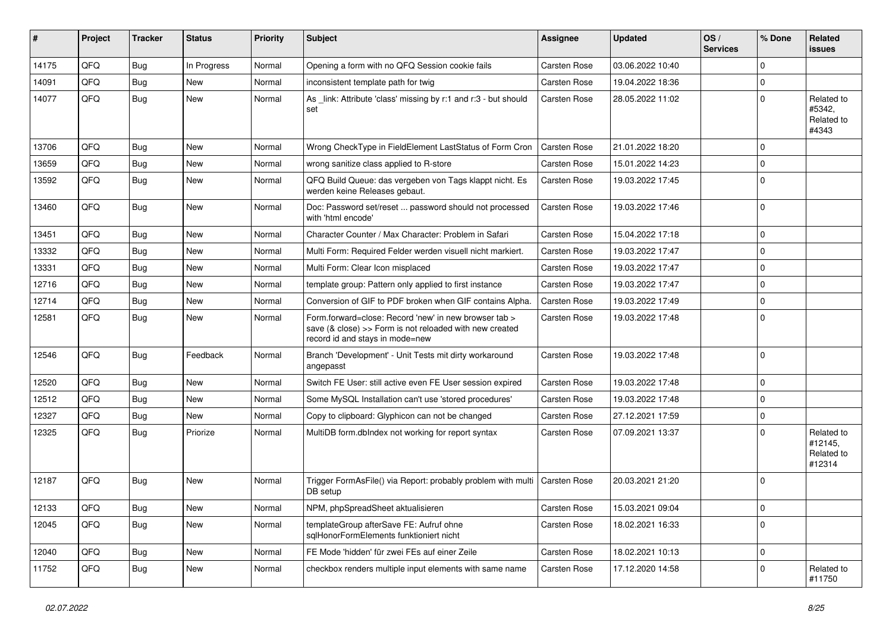| # | Project | Tracker | Status | Priority | Subject | Assignee | Updated | OS / Services | % Done | Related issues |
|---|---|---|---|---|---|---|---|---|---|---|
| 14175 | QFQ | Bug | In Progress | Normal | Opening a form with no QFQ Session cookie fails | Carsten Rose | 03.06.2022 10:40 | | 0 | |
| 14091 | QFQ | Bug | New | Normal | inconsistent template path for twig | Carsten Rose | 19.04.2022 18:36 | | 0 | |
| 14077 | QFQ | Bug | New | Normal | As _link: Attribute 'class' missing by r:1 and r:3 - but should set | Carsten Rose | 28.05.2022 11:02 | | 0 | Related to #5342, Related to #4343 |
| 13706 | QFQ | Bug | New | Normal | Wrong CheckType in FieldElement LastStatus of Form Cron | Carsten Rose | 21.01.2022 18:20 | | 0 | |
| 13659 | QFQ | Bug | New | Normal | wrong sanitize class applied to R-store | Carsten Rose | 15.01.2022 14:23 | | 0 | |
| 13592 | QFQ | Bug | New | Normal | QFQ Build Queue: das vergeben von Tags klappt nicht. Es werden keine Releases gebaut. | Carsten Rose | 19.03.2022 17:45 | | 0 | |
| 13460 | QFQ | Bug | New | Normal | Doc: Password set/reset ... password should not processed with 'html encode' | Carsten Rose | 19.03.2022 17:46 | | 0 | |
| 13451 | QFQ | Bug | New | Normal | Character Counter / Max Character: Problem in Safari | Carsten Rose | 15.04.2022 17:18 | | 0 | |
| 13332 | QFQ | Bug | New | Normal | Multi Form: Required Felder werden visuell nicht markiert. | Carsten Rose | 19.03.2022 17:47 | | 0 | |
| 13331 | QFQ | Bug | New | Normal | Multi Form: Clear Icon misplaced | Carsten Rose | 19.03.2022 17:47 | | 0 | |
| 12716 | QFQ | Bug | New | Normal | template group: Pattern only applied to first instance | Carsten Rose | 19.03.2022 17:47 | | 0 | |
| 12714 | QFQ | Bug | New | Normal | Conversion of GIF to PDF broken when GIF contains Alpha. | Carsten Rose | 19.03.2022 17:49 | | 0 | |
| 12581 | QFQ | Bug | New | Normal | Form.forward=close: Record 'new' in new browser tab > save (& close) >> Form is not reloaded with new created record id and stays in mode=new | Carsten Rose | 19.03.2022 17:48 | | 0 | |
| 12546 | QFQ | Bug | Feedback | Normal | Branch 'Development' - Unit Tests mit dirty workaround angepasst | Carsten Rose | 19.03.2022 17:48 | | 0 | |
| 12520 | QFQ | Bug | New | Normal | Switch FE User: still active even FE User session expired | Carsten Rose | 19.03.2022 17:48 | | 0 | |
| 12512 | QFQ | Bug | New | Normal | Some MySQL Installation can't use 'stored procedures' | Carsten Rose | 19.03.2022 17:48 | | 0 | |
| 12327 | QFQ | Bug | New | Normal | Copy to clipboard: Glyphicon can not be changed | Carsten Rose | 27.12.2021 17:59 | | 0 | |
| 12325 | QFQ | Bug | Priorize | Normal | MultiDB form.dbIndex not working for report syntax | Carsten Rose | 07.09.2021 13:37 | | 0 | Related to #12145, Related to #12314 |
| 12187 | QFQ | Bug | New | Normal | Trigger FormAsFile() via Report: probably problem with multi DB setup | Carsten Rose | 20.03.2021 21:20 | | 0 | |
| 12133 | QFQ | Bug | New | Normal | NPM, phpSpreadSheet aktualisieren | Carsten Rose | 15.03.2021 09:04 | | 0 | |
| 12045 | QFQ | Bug | New | Normal | templateGroup afterSave FE: Aufruf ohne sqlHonorFormElements funktioniert nicht | Carsten Rose | 18.02.2021 16:33 | | 0 | |
| 12040 | QFQ | Bug | New | Normal | FE Mode 'hidden' für zwei FEs auf einer Zeile | Carsten Rose | 18.02.2021 10:13 | | 0 | |
| 11752 | QFQ | Bug | New | Normal | checkbox renders multiple input elements with same name | Carsten Rose | 17.12.2020 14:58 | | 0 | Related to #11750 |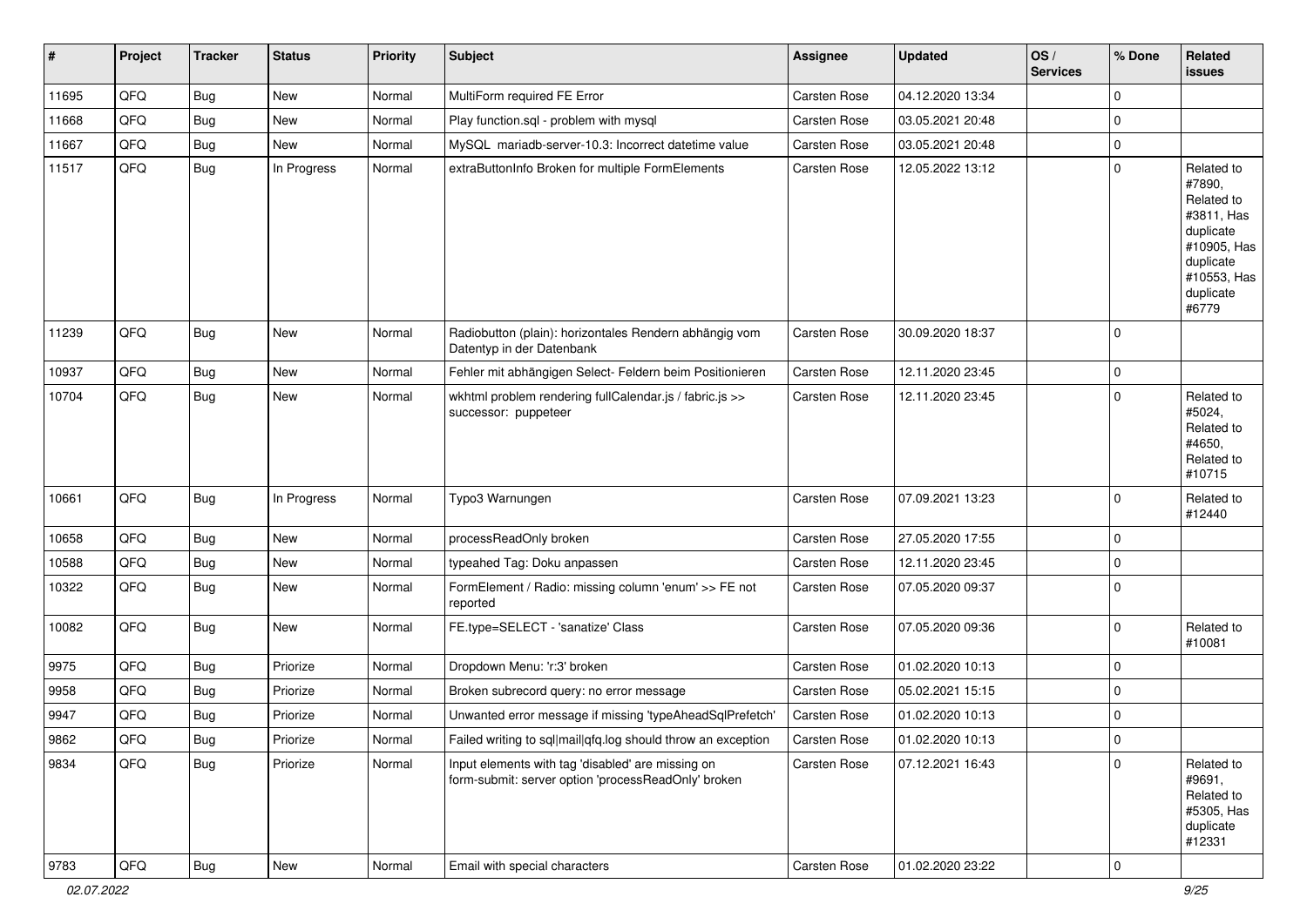| # | Project | Tracker | Status | Priority | Subject | Assignee | Updated | OS / Services | % Done | Related issues |
|---|---|---|---|---|---|---|---|---|---|---|
| 11695 | QFQ | Bug | New | Normal | MultiForm required FE Error | Carsten Rose | 04.12.2020 13:34 | | 0 | |
| 11668 | QFQ | Bug | New | Normal | Play function.sql - problem with mysql | Carsten Rose | 03.05.2021 20:48 | | 0 | |
| 11667 | QFQ | Bug | New | Normal | MySQL mariadb-server-10.3: Incorrect datetime value | Carsten Rose | 03.05.2021 20:48 | | 0 | |
| 11517 | QFQ | Bug | In Progress | Normal | extraButtonInfo Broken for multiple FormElements | Carsten Rose | 12.05.2022 13:12 | | 0 | Related to #7890, Related to #3811, Has duplicate #10905, Has duplicate #10553, Has duplicate #6779 |
| 11239 | QFQ | Bug | New | Normal | Radiobutton (plain): horizontales Rendern abhängig vom Datentyp in der Datenbank | Carsten Rose | 30.09.2020 18:37 | | 0 | |
| 10937 | QFQ | Bug | New | Normal | Fehler mit abhängigen Select- Feldern beim Positionieren | Carsten Rose | 12.11.2020 23:45 | | 0 | |
| 10704 | QFQ | Bug | New | Normal | wkhtml problem rendering fullCalendar.js / fabric.js >> successor: puppeteer | Carsten Rose | 12.11.2020 23:45 | | 0 | Related to #5024, Related to #4650, Related to #10715 |
| 10661 | QFQ | Bug | In Progress | Normal | Typo3 Warnungen | Carsten Rose | 07.09.2021 13:23 | | 0 | Related to #12440 |
| 10658 | QFQ | Bug | New | Normal | processReadOnly broken | Carsten Rose | 27.05.2020 17:55 | | 0 | |
| 10588 | QFQ | Bug | New | Normal | typeahed Tag: Doku anpassen | Carsten Rose | 12.11.2020 23:45 | | 0 | |
| 10322 | QFQ | Bug | New | Normal | FormElement / Radio: missing column 'enum' >> FE not reported | Carsten Rose | 07.05.2020 09:37 | | 0 | |
| 10082 | QFQ | Bug | New | Normal | FE.type=SELECT - 'sanatize' Class | Carsten Rose | 07.05.2020 09:36 | | 0 | Related to #10081 |
| 9975 | QFQ | Bug | Priorize | Normal | Dropdown Menu: 'r:3' broken | Carsten Rose | 01.02.2020 10:13 | | 0 | |
| 9958 | QFQ | Bug | Priorize | Normal | Broken subrecord query: no error message | Carsten Rose | 05.02.2021 15:15 | | 0 | |
| 9947 | QFQ | Bug | Priorize | Normal | Unwanted error message if missing 'typeAheadSqlPrefetch' | Carsten Rose | 01.02.2020 10:13 | | 0 | |
| 9862 | QFQ | Bug | Priorize | Normal | Failed writing to sql\|mail\|qfq.log should throw an exception | Carsten Rose | 01.02.2020 10:13 | | 0 | |
| 9834 | QFQ | Bug | Priorize | Normal | Input elements with tag 'disabled' are missing on form-submit: server option 'processReadOnly' broken | Carsten Rose | 07.12.2021 16:43 | | 0 | Related to #9691, Related to #5305, Has duplicate #12331 |
| 9783 | QFQ | Bug | New | Normal | Email with special characters | Carsten Rose | 01.02.2020 23:22 | | 0 | |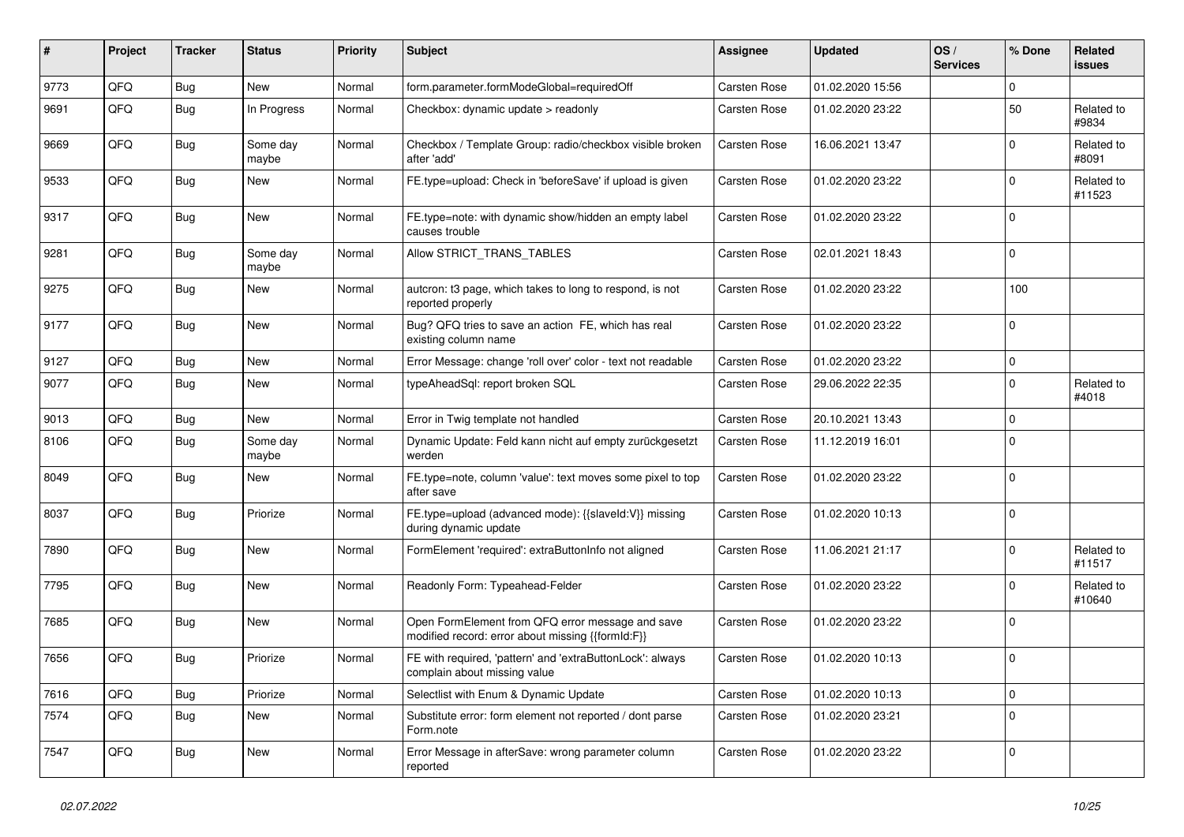| # | Project | Tracker | Status | Priority | Subject | Assignee | Updated | OS / Services | % Done | Related issues |
|---|---|---|---|---|---|---|---|---|---|---|
| 9773 | QFQ | Bug | New | Normal | form.parameter.formModeGlobal=requiredOff | Carsten Rose | 01.02.2020 15:56 | | 0 | |
| 9691 | QFQ | Bug | In Progress | Normal | Checkbox: dynamic update > readonly | Carsten Rose | 01.02.2020 23:22 | | 50 | Related to #9834 |
| 9669 | QFQ | Bug | Some day maybe | Normal | Checkbox / Template Group: radio/checkbox visible broken after 'add' | Carsten Rose | 16.06.2021 13:47 | | 0 | Related to #8091 |
| 9533 | QFQ | Bug | New | Normal | FE.type=upload: Check in 'beforeSave' if upload is given | Carsten Rose | 01.02.2020 23:22 | | 0 | Related to #11523 |
| 9317 | QFQ | Bug | New | Normal | FE.type=note: with dynamic show/hidden an empty label causes trouble | Carsten Rose | 01.02.2020 23:22 | | 0 | |
| 9281 | QFQ | Bug | Some day maybe | Normal | Allow STRICT_TRANS_TABLES | Carsten Rose | 02.01.2021 18:43 | | 0 | |
| 9275 | QFQ | Bug | New | Normal | autcron: t3 page, which takes to long to respond, is not reported properly | Carsten Rose | 01.02.2020 23:22 | | 100 | |
| 9177 | QFQ | Bug | New | Normal | Bug? QFQ tries to save an action FE, which has real existing column name | Carsten Rose | 01.02.2020 23:22 | | 0 | |
| 9127 | QFQ | Bug | New | Normal | Error Message: change 'roll over' color - text not readable | Carsten Rose | 01.02.2020 23:22 | | 0 | |
| 9077 | QFQ | Bug | New | Normal | typeAheadSql: report broken SQL | Carsten Rose | 29.06.2022 22:35 | | 0 | Related to #4018 |
| 9013 | QFQ | Bug | New | Normal | Error in Twig template not handled | Carsten Rose | 20.10.2021 13:43 | | 0 | |
| 8106 | QFQ | Bug | Some day maybe | Normal | Dynamic Update: Feld kann nicht auf empty zurückgesetzt werden | Carsten Rose | 11.12.2019 16:01 | | 0 | |
| 8049 | QFQ | Bug | New | Normal | FE.type=note, column 'value': text moves some pixel to top after save | Carsten Rose | 01.02.2020 23:22 | | 0 | |
| 8037 | QFQ | Bug | Priorize | Normal | FE.type=upload (advanced mode): {{slaveId:V}} missing during dynamic update | Carsten Rose | 01.02.2020 10:13 | | 0 | |
| 7890 | QFQ | Bug | New | Normal | FormElement 'required': extraButtonInfo not aligned | Carsten Rose | 11.06.2021 21:17 | | 0 | Related to #11517 |
| 7795 | QFQ | Bug | New | Normal | Readonly Form: Typeahead-Felder | Carsten Rose | 01.02.2020 23:22 | | 0 | Related to #10640 |
| 7685 | QFQ | Bug | New | Normal | Open FormElement from QFQ error message and save modified record: error about missing {{formId:F}} | Carsten Rose | 01.02.2020 23:22 | | 0 | |
| 7656 | QFQ | Bug | Priorize | Normal | FE with required, 'pattern' and 'extraButtonLock': always complain about missing value | Carsten Rose | 01.02.2020 10:13 | | 0 | |
| 7616 | QFQ | Bug | Priorize | Normal | Selectlist with Enum & Dynamic Update | Carsten Rose | 01.02.2020 10:13 | | 0 | |
| 7574 | QFQ | Bug | New | Normal | Substitute error: form element not reported / dont parse Form.note | Carsten Rose | 01.02.2020 23:21 | | 0 | |
| 7547 | QFQ | Bug | New | Normal | Error Message in afterSave: wrong parameter column reported | Carsten Rose | 01.02.2020 23:22 | | 0 | |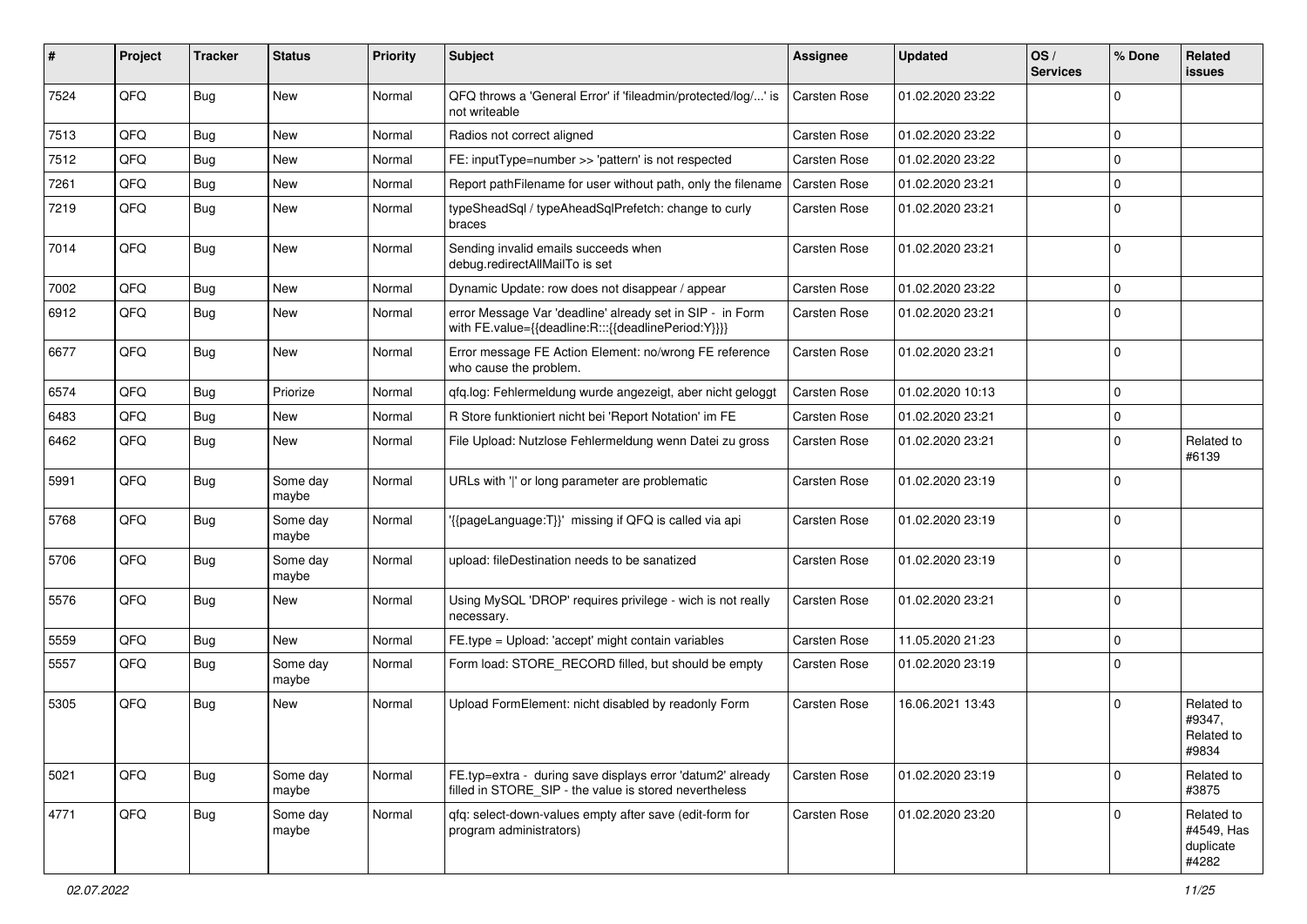| # | Project | Tracker | Status | Priority | Subject | Assignee | Updated | OS / Services | % Done | Related issues |
|---|---|---|---|---|---|---|---|---|---|---|
| 7524 | QFQ | Bug | New | Normal | QFQ throws a 'General Error' if 'fileadmin/protected/log/...' is not writeable | Carsten Rose | 01.02.2020 23:22 | | 0 | |
| 7513 | QFQ | Bug | New | Normal | Radios not correct aligned | Carsten Rose | 01.02.2020 23:22 | | 0 | |
| 7512 | QFQ | Bug | New | Normal | FE: inputType=number >> 'pattern' is not respected | Carsten Rose | 01.02.2020 23:22 | | 0 | |
| 7261 | QFQ | Bug | New | Normal | Report pathFilename for user without path, only the filename | Carsten Rose | 01.02.2020 23:21 | | 0 | |
| 7219 | QFQ | Bug | New | Normal | typeSheadSql / typeAheadSqlPrefetch: change to curly braces | Carsten Rose | 01.02.2020 23:21 | | 0 | |
| 7014 | QFQ | Bug | New | Normal | Sending invalid emails succeeds when debug.redirectAllMailTo is set | Carsten Rose | 01.02.2020 23:21 | | 0 | |
| 7002 | QFQ | Bug | New | Normal | Dynamic Update: row does not disappear / appear | Carsten Rose | 01.02.2020 23:22 | | 0 | |
| 6912 | QFQ | Bug | New | Normal | error Message Var 'deadline' already set in SIP - in Form with FE.value={{deadline:R:::{{deadlinePeriod:Y}}}} | Carsten Rose | 01.02.2020 23:21 | | 0 | |
| 6677 | QFQ | Bug | New | Normal | Error message FE Action Element: no/wrong FE reference who cause the problem. | Carsten Rose | 01.02.2020 23:21 | | 0 | |
| 6574 | QFQ | Bug | Priorize | Normal | qfq.log: Fehlermeldung wurde angezeigt, aber nicht geloggt | Carsten Rose | 01.02.2020 10:13 | | 0 | |
| 6483 | QFQ | Bug | New | Normal | R Store funktioniert nicht bei 'Report Notation' im FE | Carsten Rose | 01.02.2020 23:21 | | 0 | |
| 6462 | QFQ | Bug | New | Normal | File Upload: Nutzlose Fehlermeldung wenn Datei zu gross | Carsten Rose | 01.02.2020 23:21 | | 0 | Related to #6139 |
| 5991 | QFQ | Bug | Some day maybe | Normal | URLs with ' ' or long parameter are problematic | Carsten Rose | 01.02.2020 23:19 | | 0 | |
| 5768 | QFQ | Bug | Some day maybe | Normal | '{{pageLanguage:T}}' missing if QFQ is called via api | Carsten Rose | 01.02.2020 23:19 | | 0 | |
| 5706 | QFQ | Bug | Some day maybe | Normal | upload: fileDestination needs to be sanatized | Carsten Rose | 01.02.2020 23:19 | | 0 | |
| 5576 | QFQ | Bug | New | Normal | Using MySQL 'DROP' requires privilege - wich is not really necessary. | Carsten Rose | 01.02.2020 23:21 | | 0 | |
| 5559 | QFQ | Bug | New | Normal | FE.type = Upload: 'accept' might contain variables | Carsten Rose | 11.05.2020 21:23 | | 0 | |
| 5557 | QFQ | Bug | Some day maybe | Normal | Form load: STORE_RECORD filled, but should be empty | Carsten Rose | 01.02.2020 23:19 | | 0 | |
| 5305 | QFQ | Bug | New | Normal | Upload FormElement: nicht disabled by readonly Form | Carsten Rose | 16.06.2021 13:43 | | 0 | Related to #9347, Related to #9834 |
| 5021 | QFQ | Bug | Some day maybe | Normal | FE.typ=extra - during save displays error 'datum2' already filled in STORE_SIP - the value is stored nevertheless | Carsten Rose | 01.02.2020 23:19 | | 0 | Related to #3875 |
| 4771 | QFQ | Bug | Some day maybe | Normal | qfq: select-down-values empty after save (edit-form for program administrators) | Carsten Rose | 01.02.2020 23:20 | | 0 | Related to #4549, Has duplicate #4282 |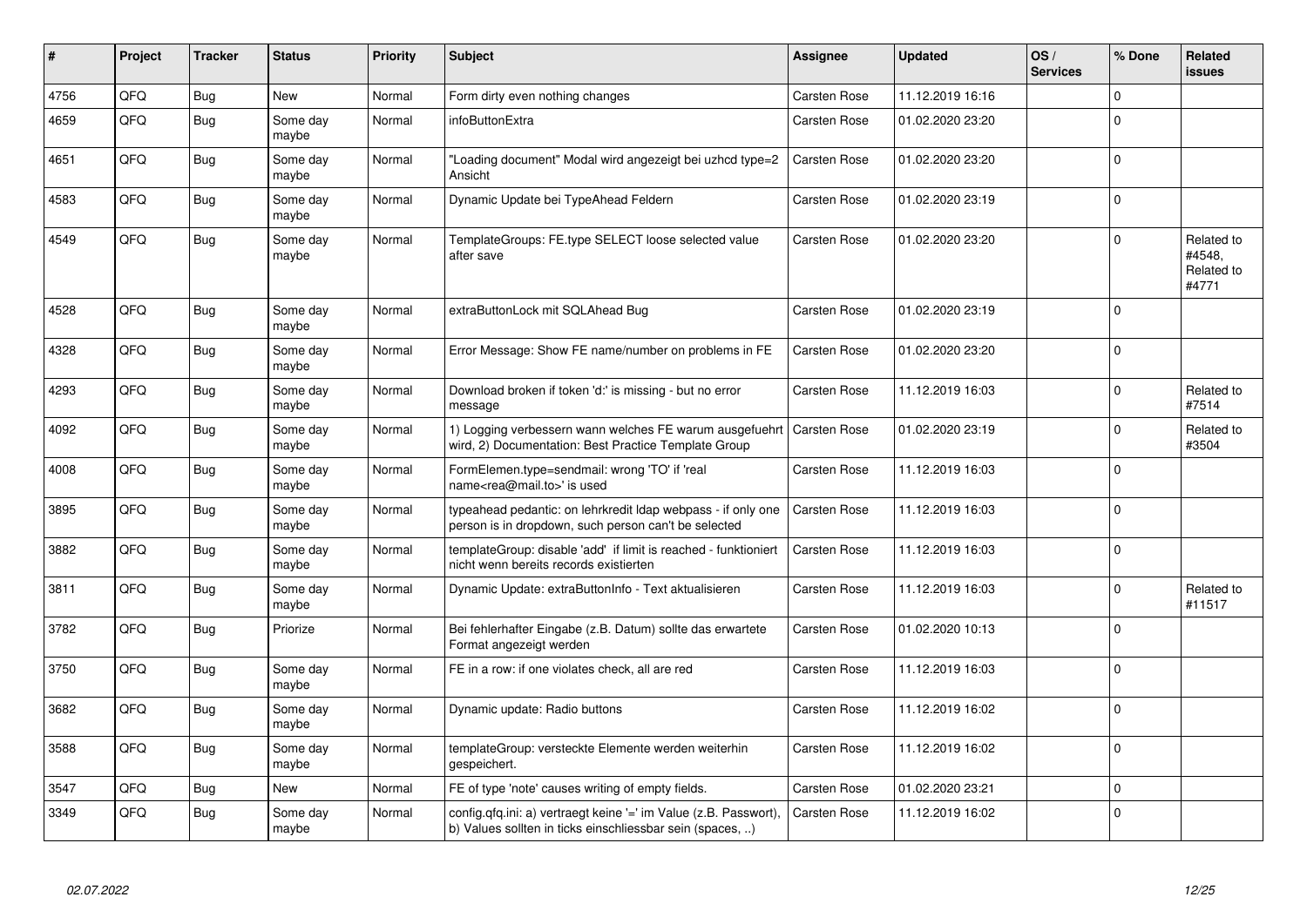| # | Project | Tracker | Status | Priority | Subject | Assignee | Updated | OS / Services | % Done | Related issues |
|---|---|---|---|---|---|---|---|---|---|---|
| 4756 | QFQ | Bug | New | Normal | Form dirty even nothing changes | Carsten Rose | 11.12.2019 16:16 | | 0 | |
| 4659 | QFQ | Bug | Some day maybe | Normal | infoButtonExtra | Carsten Rose | 01.02.2020 23:20 | | 0 | |
| 4651 | QFQ | Bug | Some day maybe | Normal | "Loading document" Modal wird angezeigt bei uzhcd type=2 Ansicht | Carsten Rose | 01.02.2020 23:20 | | 0 | |
| 4583 | QFQ | Bug | Some day maybe | Normal | Dynamic Update bei TypeAhead Feldern | Carsten Rose | 01.02.2020 23:19 | | 0 | |
| 4549 | QFQ | Bug | Some day maybe | Normal | TemplateGroups: FE.type SELECT loose selected value after save | Carsten Rose | 01.02.2020 23:20 | | 0 | Related to #4548, Related to #4771 |
| 4528 | QFQ | Bug | Some day maybe | Normal | extraButtonLock mit SQLAhead Bug | Carsten Rose | 01.02.2020 23:19 | | 0 | |
| 4328 | QFQ | Bug | Some day maybe | Normal | Error Message: Show FE name/number on problems in FE | Carsten Rose | 01.02.2020 23:20 | | 0 | |
| 4293 | QFQ | Bug | Some day maybe | Normal | Download broken if token 'd:' is missing - but no error message | Carsten Rose | 11.12.2019 16:03 | | 0 | Related to #7514 |
| 4092 | QFQ | Bug | Some day maybe | Normal | 1) Logging verbessern wann welches FE warum ausgefuehrt wird, 2) Documentation: Best Practice Template Group | Carsten Rose | 01.02.2020 23:19 | | 0 | Related to #3504 |
| 4008 | QFQ | Bug | Some day maybe | Normal | FormElemen.type=sendmail: wrong 'TO' if 'real name<rea@mail.to>' is used | Carsten Rose | 11.12.2019 16:03 | | 0 | |
| 3895 | QFQ | Bug | Some day maybe | Normal | typeahead pedantic: on lehrkredit ldap webpass - if only one person is in dropdown, such person can't be selected | Carsten Rose | 11.12.2019 16:03 | | 0 | |
| 3882 | QFQ | Bug | Some day maybe | Normal | templateGroup: disable 'add' if limit is reached - funktioniert nicht wenn bereits records existierten | Carsten Rose | 11.12.2019 16:03 | | 0 | |
| 3811 | QFQ | Bug | Some day maybe | Normal | Dynamic Update: extraButtonInfo - Text aktualisieren | Carsten Rose | 11.12.2019 16:03 | | 0 | Related to #11517 |
| 3782 | QFQ | Bug | Priorize | Normal | Bei fehlerhafter Eingabe (z.B. Datum) sollte das erwartete Format angezeigt werden | Carsten Rose | 01.02.2020 10:13 | | 0 | |
| 3750 | QFQ | Bug | Some day maybe | Normal | FE in a row: if one violates check, all are red | Carsten Rose | 11.12.2019 16:03 | | 0 | |
| 3682 | QFQ | Bug | Some day maybe | Normal | Dynamic update: Radio buttons | Carsten Rose | 11.12.2019 16:02 | | 0 | |
| 3588 | QFQ | Bug | Some day maybe | Normal | templateGroup: versteckte Elemente werden weiterhin gespeichert. | Carsten Rose | 11.12.2019 16:02 | | 0 | |
| 3547 | QFQ | Bug | New | Normal | FE of type 'note' causes writing of empty fields. | Carsten Rose | 01.02.2020 23:21 | | 0 | |
| 3349 | QFQ | Bug | Some day maybe | Normal | config.qfq.ini: a) vertraegt keine '=' im Value (z.B. Passwort), b) Values sollten in ticks einschliessbar sein (spaces, ..) | Carsten Rose | 11.12.2019 16:02 | | 0 | |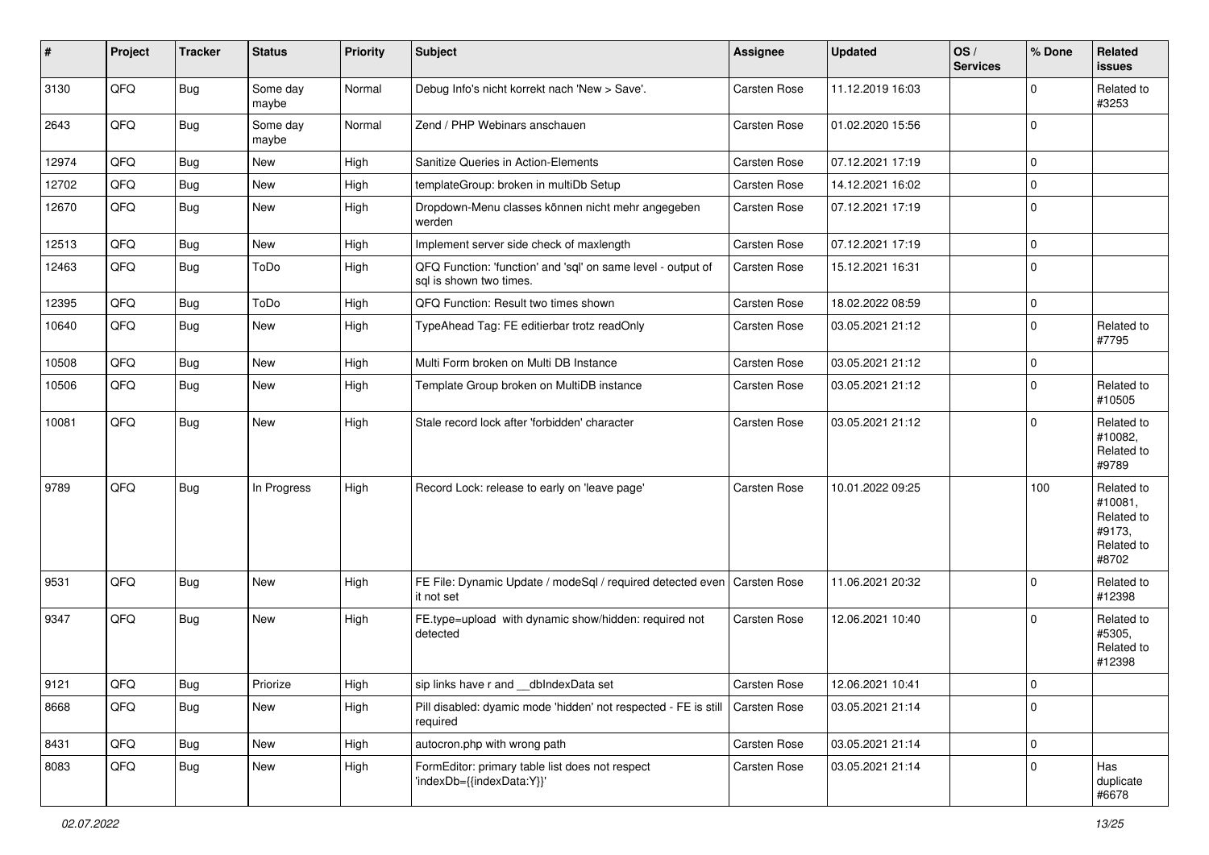| # | Project | Tracker | Status | Priority | Subject | Assignee | Updated | OS / Services | % Done | Related issues |
|---|---|---|---|---|---|---|---|---|---|---|
| 3130 | QFQ | Bug | Some day maybe | Normal | Debug Info's nicht korrekt nach 'New > Save'. | Carsten Rose | 11.12.2019 16:03 | | 0 | Related to #3253 |
| 2643 | QFQ | Bug | Some day maybe | Normal | Zend / PHP Webinars anschauen | Carsten Rose | 01.02.2020 15:56 | | 0 | |
| 12974 | QFQ | Bug | New | High | Sanitize Queries in Action-Elements | Carsten Rose | 07.12.2021 17:19 | | 0 | |
| 12702 | QFQ | Bug | New | High | templateGroup: broken in multiDb Setup | Carsten Rose | 14.12.2021 16:02 | | 0 | |
| 12670 | QFQ | Bug | New | High | Dropdown-Menu classes können nicht mehr angegeben werden | Carsten Rose | 07.12.2021 17:19 | | 0 | |
| 12513 | QFQ | Bug | New | High | Implement server side check of maxlength | Carsten Rose | 07.12.2021 17:19 | | 0 | |
| 12463 | QFQ | Bug | ToDo | High | QFQ Function: 'function' and 'sql' on same level - output of sql is shown two times. | Carsten Rose | 15.12.2021 16:31 | | 0 | |
| 12395 | QFQ | Bug | ToDo | High | QFQ Function: Result two times shown | Carsten Rose | 18.02.2022 08:59 | | 0 | |
| 10640 | QFQ | Bug | New | High | TypeAhead Tag: FE editierbar trotz readOnly | Carsten Rose | 03.05.2021 21:12 | | 0 | Related to #7795 |
| 10508 | QFQ | Bug | New | High | Multi Form broken on Multi DB Instance | Carsten Rose | 03.05.2021 21:12 | | 0 | |
| 10506 | QFQ | Bug | New | High | Template Group broken on MultiDB instance | Carsten Rose | 03.05.2021 21:12 | | 0 | Related to #10505 |
| 10081 | QFQ | Bug | New | High | Stale record lock after 'forbidden' character | Carsten Rose | 03.05.2021 21:12 | | 0 | Related to #10082, Related to #9789 |
| 9789 | QFQ | Bug | In Progress | High | Record Lock: release to early on 'leave page' | Carsten Rose | 10.01.2022 09:25 | | 100 | Related to #10081, Related to #9173, Related to #8702 |
| 9531 | QFQ | Bug | New | High | FE File: Dynamic Update / modeSql / required detected even it not set | Carsten Rose | 11.06.2021 20:32 | | 0 | Related to #12398 |
| 9347 | QFQ | Bug | New | High | FE.type=upload with dynamic show/hidden: required not detected | Carsten Rose | 12.06.2021 10:40 | | 0 | Related to #5305, Related to #12398 |
| 9121 | QFQ | Bug | Priorize | High | sip links have r and __dbIndexData set | Carsten Rose | 12.06.2021 10:41 | | 0 | |
| 8668 | QFQ | Bug | New | High | Pill disabled: dyamic mode 'hidden' not respected - FE is still required | Carsten Rose | 03.05.2021 21:14 | | 0 | |
| 8431 | QFQ | Bug | New | High | autocron.php with wrong path | Carsten Rose | 03.05.2021 21:14 | | 0 | |
| 8083 | QFQ | Bug | New | High | FormEditor: primary table list does not respect 'indexDb={{indexData:Y}}' | Carsten Rose | 03.05.2021 21:14 | | 0 | Has duplicate #6678 |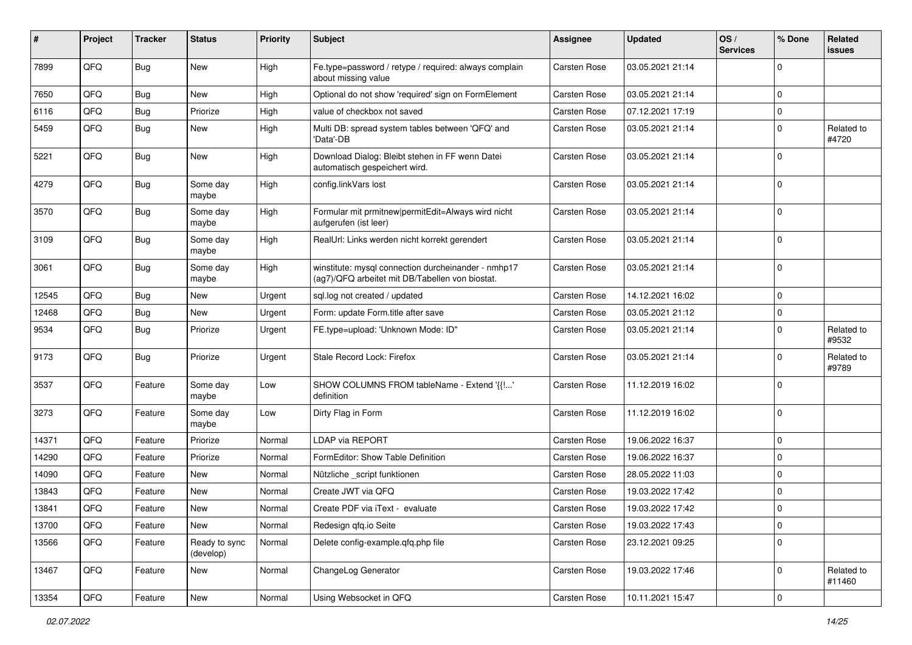| # | Project | Tracker | Status | Priority | Subject | Assignee | Updated | OS / Services | % Done | Related issues |
|---|---|---|---|---|---|---|---|---|---|---|
| 7899 | QFQ | Bug | New | High | Fe.type=password / retype / required: always complain about missing value | Carsten Rose | 03.05.2021 21:14 | | 0 | |
| 7650 | QFQ | Bug | New | High | Optional do not show 'required' sign on FormElement | Carsten Rose | 03.05.2021 21:14 | | 0 | |
| 6116 | QFQ | Bug | Priorize | High | value of checkbox not saved | Carsten Rose | 07.12.2021 17:19 | | 0 | |
| 5459 | QFQ | Bug | New | High | Multi DB: spread system tables between 'QFQ' and 'Data'-DB | Carsten Rose | 03.05.2021 21:14 | | 0 | Related to #4720 |
| 5221 | QFQ | Bug | New | High | Download Dialog: Bleibt stehen in FF wenn Datei automatisch gespeichert wird. | Carsten Rose | 03.05.2021 21:14 | | 0 | |
| 4279 | QFQ | Bug | Some day maybe | High | config.linkVars lost | Carsten Rose | 03.05.2021 21:14 | | 0 | |
| 3570 | QFQ | Bug | Some day maybe | High | Formular mit prmitnew\|permitEdit=Always wird nicht aufgerufen (ist leer) | Carsten Rose | 03.05.2021 21:14 | | 0 | |
| 3109 | QFQ | Bug | Some day maybe | High | RealUrl: Links werden nicht korrekt gerendert | Carsten Rose | 03.05.2021 21:14 | | 0 | |
| 3061 | QFQ | Bug | Some day maybe | High | winstitute: mysql connection durcheinander - nmhp17 (ag7)/QFQ arbeitet mit DB/Tabellen von biostat. | Carsten Rose | 03.05.2021 21:14 | | 0 | |
| 12545 | QFQ | Bug | New | Urgent | sql.log not created / updated | Carsten Rose | 14.12.2021 16:02 | | 0 | |
| 12468 | QFQ | Bug | New | Urgent | Form: update Form.title after save | Carsten Rose | 03.05.2021 21:12 | | 0 | |
| 9534 | QFQ | Bug | Priorize | Urgent | FE.type=upload: 'Unknown Mode: ID" | Carsten Rose | 03.05.2021 21:14 | | 0 | Related to #9532 |
| 9173 | QFQ | Bug | Priorize | Urgent | Stale Record Lock: Firefox | Carsten Rose | 03.05.2021 21:14 | | 0 | Related to #9789 |
| 3537 | QFQ | Feature | Some day maybe | Low | SHOW COLUMNS FROM tableName - Extend '{{!...' definition | Carsten Rose | 11.12.2019 16:02 | | 0 | |
| 3273 | QFQ | Feature | Some day maybe | Low | Dirty Flag in Form | Carsten Rose | 11.12.2019 16:02 | | 0 | |
| 14371 | QFQ | Feature | Priorize | Normal | LDAP via REPORT | Carsten Rose | 19.06.2022 16:37 | | 0 | |
| 14290 | QFQ | Feature | Priorize | Normal | FormEditor: Show Table Definition | Carsten Rose | 19.06.2022 16:37 | | 0 | |
| 14090 | QFQ | Feature | New | Normal | Nützliche _script funktionen | Carsten Rose | 28.05.2022 11:03 | | 0 | |
| 13843 | QFQ | Feature | New | Normal | Create JWT via QFQ | Carsten Rose | 19.03.2022 17:42 | | 0 | |
| 13841 | QFQ | Feature | New | Normal | Create PDF via iText - evaluate | Carsten Rose | 19.03.2022 17:42 | | 0 | |
| 13700 | QFQ | Feature | New | Normal | Redesign qfq.io Seite | Carsten Rose | 19.03.2022 17:43 | | 0 | |
| 13566 | QFQ | Feature | Ready to sync (develop) | Normal | Delete config-example.qfq.php file | Carsten Rose | 23.12.2021 09:25 | | 0 | |
| 13467 | QFQ | Feature | New | Normal | ChangeLog Generator | Carsten Rose | 19.03.2022 17:46 | | 0 | Related to #11460 |
| 13354 | QFQ | Feature | New | Normal | Using Websocket in QFQ | Carsten Rose | 10.11.2021 15:47 | | 0 | |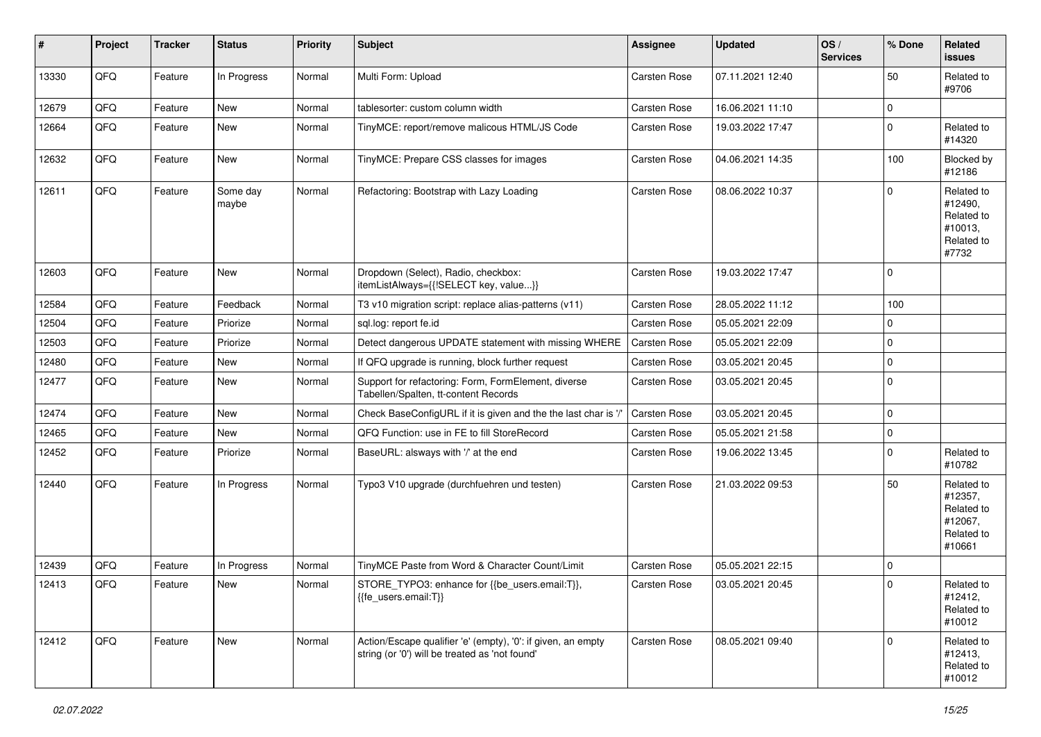| # | Project | Tracker | Status | Priority | Subject | Assignee | Updated | OS / Services | % Done | Related issues |
|---|---|---|---|---|---|---|---|---|---|---|
| 13330 | QFQ | Feature | In Progress | Normal | Multi Form: Upload | Carsten Rose | 07.11.2021 12:40 | | 50 | Related to #9706 |
| 12679 | QFQ | Feature | New | Normal | tablesorter: custom column width | Carsten Rose | 16.06.2021 11:10 | | 0 | |
| 12664 | QFQ | Feature | New | Normal | TinyMCE: report/remove malicous HTML/JS Code | Carsten Rose | 19.03.2022 17:47 | | 0 | Related to #14320 |
| 12632 | QFQ | Feature | New | Normal | TinyMCE: Prepare CSS classes for images | Carsten Rose | 04.06.2021 14:35 | | 100 | Blocked by #12186 |
| 12611 | QFQ | Feature | Some day maybe | Normal | Refactoring: Bootstrap with Lazy Loading | Carsten Rose | 08.06.2022 10:37 | | 0 | Related to #12490, Related to #10013, Related to #7732 |
| 12603 | QFQ | Feature | New | Normal | Dropdown (Select), Radio, checkbox: itemListAlways={{!SELECT key, value...}} | Carsten Rose | 19.03.2022 17:47 | | 0 | |
| 12584 | QFQ | Feature | Feedback | Normal | T3 v10 migration script: replace alias-patterns (v11) | Carsten Rose | 28.05.2022 11:12 | | 100 | |
| 12504 | QFQ | Feature | Priorize | Normal | sql.log: report fe.id | Carsten Rose | 05.05.2021 22:09 | | 0 | |
| 12503 | QFQ | Feature | Priorize | Normal | Detect dangerous UPDATE statement with missing WHERE | Carsten Rose | 05.05.2021 22:09 | | 0 | |
| 12480 | QFQ | Feature | New | Normal | If QFQ upgrade is running, block further request | Carsten Rose | 03.05.2021 20:45 | | 0 | |
| 12477 | QFQ | Feature | New | Normal | Support for refactoring: Form, FormElement, diverse Tabellen/Spalten, tt-content Records | Carsten Rose | 03.05.2021 20:45 | | 0 | |
| 12474 | QFQ | Feature | New | Normal | Check BaseConfigURL if it is given and the the last char is '/' | Carsten Rose | 03.05.2021 20:45 | | 0 | |
| 12465 | QFQ | Feature | New | Normal | QFQ Function: use in FE to fill StoreRecord | Carsten Rose | 05.05.2021 21:58 | | 0 | |
| 12452 | QFQ | Feature | Priorize | Normal | BaseURL: alsways with '/' at the end | Carsten Rose | 19.06.2022 13:45 | | 0 | Related to #10782 |
| 12440 | QFQ | Feature | In Progress | Normal | Typo3 V10 upgrade (durchfuehren und testen) | Carsten Rose | 21.03.2022 09:53 | | 50 | Related to #12357, Related to #12067, Related to #10661 |
| 12439 | QFQ | Feature | In Progress | Normal | TinyMCE Paste from Word & Character Count/Limit | Carsten Rose | 05.05.2021 22:15 | | 0 | |
| 12413 | QFQ | Feature | New | Normal | STORE_TYPO3: enhance for {{be_users.email:T}}, {{fe_users.email:T}} | Carsten Rose | 03.05.2021 20:45 | | 0 | Related to #12412, Related to #10012 |
| 12412 | QFQ | Feature | New | Normal | Action/Escape qualifier 'e' (empty), '0': if given, an empty string (or '0') will be treated as 'not found' | Carsten Rose | 08.05.2021 09:40 | | 0 | Related to #12413, Related to #10012 |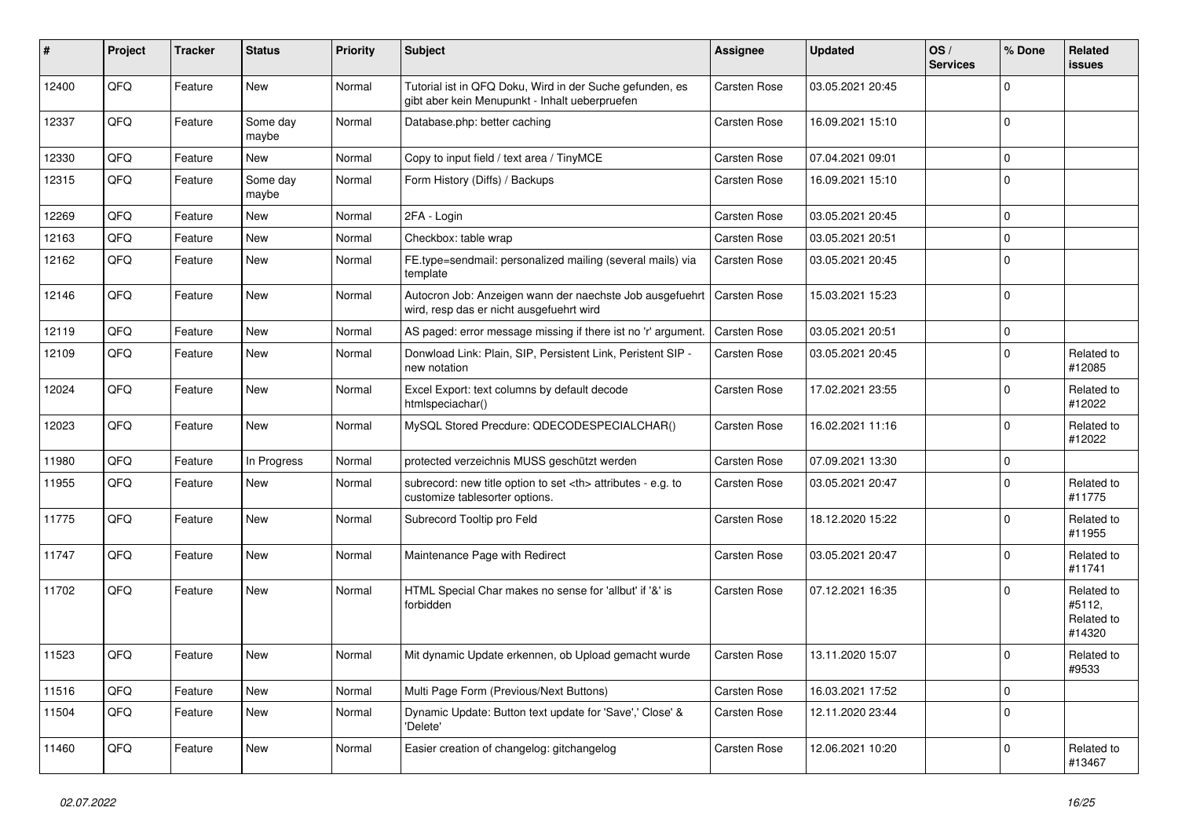| # | Project | Tracker | Status | Priority | Subject | Assignee | Updated | OS / Services | % Done | Related issues |
|---|---|---|---|---|---|---|---|---|---|---|
| 12400 | QFQ | Feature | New | Normal | Tutorial ist in QFQ Doku, Wird in der Suche gefunden, es gibt aber kein Menupunkt - Inhalt ueberpruefen | Carsten Rose | 03.05.2021 20:45 | | 0 | |
| 12337 | QFQ | Feature | Some day maybe | Normal | Database.php: better caching | Carsten Rose | 16.09.2021 15:10 | | 0 | |
| 12330 | QFQ | Feature | New | Normal | Copy to input field / text area / TinyMCE | Carsten Rose | 07.04.2021 09:01 | | 0 | |
| 12315 | QFQ | Feature | Some day maybe | Normal | Form History (Diffs) / Backups | Carsten Rose | 16.09.2021 15:10 | | 0 | |
| 12269 | QFQ | Feature | New | Normal | 2FA - Login | Carsten Rose | 03.05.2021 20:45 | | 0 | |
| 12163 | QFQ | Feature | New | Normal | Checkbox: table wrap | Carsten Rose | 03.05.2021 20:51 | | 0 | |
| 12162 | QFQ | Feature | New | Normal | FE.type=sendmail: personalized mailing (several mails) via template | Carsten Rose | 03.05.2021 20:45 | | 0 | |
| 12146 | QFQ | Feature | New | Normal | Autocron Job: Anzeigen wann der naechste Job ausgefuehrt wird, resp das er nicht ausgefuehrt wird | Carsten Rose | 15.03.2021 15:23 | | 0 | |
| 12119 | QFQ | Feature | New | Normal | AS paged: error message missing if there ist no 'r' argument. | Carsten Rose | 03.05.2021 20:51 | | 0 | |
| 12109 | QFQ | Feature | New | Normal | Donwload Link: Plain, SIP, Persistent Link, Peristent SIP - new notation | Carsten Rose | 03.05.2021 20:45 | | 0 | Related to #12085 |
| 12024 | QFQ | Feature | New | Normal | Excel Export: text columns by default decode htmlspeciachar() | Carsten Rose | 17.02.2021 23:55 | | 0 | Related to #12022 |
| 12023 | QFQ | Feature | New | Normal | MySQL Stored Precdure: QDECODESPECIALCHAR() | Carsten Rose | 16.02.2021 11:16 | | 0 | Related to #12022 |
| 11980 | QFQ | Feature | In Progress | Normal | protected verzeichnis MUSS geschützt werden | Carsten Rose | 07.09.2021 13:30 | | 0 | |
| 11955 | QFQ | Feature | New | Normal | subrecord: new title option to set <th> attributes - e.g. to customize tablesorter options. | Carsten Rose | 03.05.2021 20:47 | | 0 | Related to #11775 |
| 11775 | QFQ | Feature | New | Normal | Subrecord Tooltip pro Feld | Carsten Rose | 18.12.2020 15:22 | | 0 | Related to #11955 |
| 11747 | QFQ | Feature | New | Normal | Maintenance Page with Redirect | Carsten Rose | 03.05.2021 20:47 | | 0 | Related to #11741 |
| 11702 | QFQ | Feature | New | Normal | HTML Special Char makes no sense for 'allbut' if '&' is forbidden | Carsten Rose | 07.12.2021 16:35 | | 0 | Related to #5112, Related to #14320 |
| 11523 | QFQ | Feature | New | Normal | Mit dynamic Update erkennen, ob Upload gemacht wurde | Carsten Rose | 13.11.2020 15:07 | | 0 | Related to #9533 |
| 11516 | QFQ | Feature | New | Normal | Multi Page Form (Previous/Next Buttons) | Carsten Rose | 16.03.2021 17:52 | | 0 | |
| 11504 | QFQ | Feature | New | Normal | Dynamic Update: Button text update for 'Save',' Close' & 'Delete' | Carsten Rose | 12.11.2020 23:44 | | 0 | |
| 11460 | QFQ | Feature | New | Normal | Easier creation of changelog: gitchangelog | Carsten Rose | 12.06.2021 10:20 | | 0 | Related to #13467 |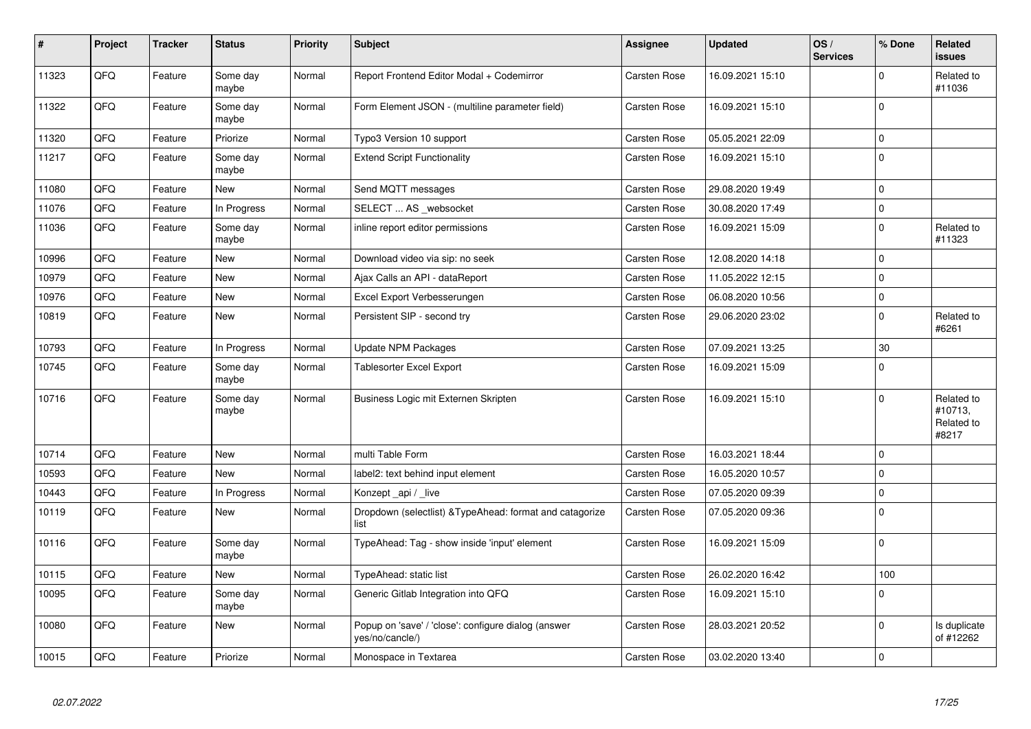| # | Project | Tracker | Status | Priority | Subject | Assignee | Updated | OS / Services | % Done | Related issues |
|---|---|---|---|---|---|---|---|---|---|---|
| 11323 | QFQ | Feature | Some day maybe | Normal | Report Frontend Editor Modal + Codemirror | Carsten Rose | 16.09.2021 15:10 | | 0 | Related to #11036 |
| 11322 | QFQ | Feature | Some day maybe | Normal | Form Element JSON - (multiline parameter field) | Carsten Rose | 16.09.2021 15:10 | | 0 | |
| 11320 | QFQ | Feature | Priorize | Normal | Typo3 Version 10 support | Carsten Rose | 05.05.2021 22:09 | | 0 | |
| 11217 | QFQ | Feature | Some day maybe | Normal | Extend Script Functionality | Carsten Rose | 16.09.2021 15:10 | | 0 | |
| 11080 | QFQ | Feature | New | Normal | Send MQTT messages | Carsten Rose | 29.08.2020 19:49 | | 0 | |
| 11076 | QFQ | Feature | In Progress | Normal | SELECT ... AS _websocket | Carsten Rose | 30.08.2020 17:49 | | 0 | |
| 11036 | QFQ | Feature | Some day maybe | Normal | inline report editor permissions | Carsten Rose | 16.09.2021 15:09 | | 0 | Related to #11323 |
| 10996 | QFQ | Feature | New | Normal | Download video via sip: no seek | Carsten Rose | 12.08.2020 14:18 | | 0 | |
| 10979 | QFQ | Feature | New | Normal | Ajax Calls an API - dataReport | Carsten Rose | 11.05.2022 12:15 | | 0 | |
| 10976 | QFQ | Feature | New | Normal | Excel Export Verbesserungen | Carsten Rose | 06.08.2020 10:56 | | 0 | |
| 10819 | QFQ | Feature | New | Normal | Persistent SIP - second try | Carsten Rose | 29.06.2020 23:02 | | 0 | Related to #6261 |
| 10793 | QFQ | Feature | In Progress | Normal | Update NPM Packages | Carsten Rose | 07.09.2021 13:25 | | 30 | |
| 10745 | QFQ | Feature | Some day maybe | Normal | Tablesorter Excel Export | Carsten Rose | 16.09.2021 15:09 | | 0 | |
| 10716 | QFQ | Feature | Some day maybe | Normal | Business Logic mit Externen Skripten | Carsten Rose | 16.09.2021 15:10 | | 0 | Related to #10713, Related to #8217 |
| 10714 | QFQ | Feature | New | Normal | multi Table Form | Carsten Rose | 16.03.2021 18:44 | | 0 | |
| 10593 | QFQ | Feature | New | Normal | label2: text behind input element | Carsten Rose | 16.05.2020 10:57 | | 0 | |
| 10443 | QFQ | Feature | In Progress | Normal | Konzept _api / _live | Carsten Rose | 07.05.2020 09:39 | | 0 | |
| 10119 | QFQ | Feature | New | Normal | Dropdown (selectlist) &TypeAhead: format and catagorize list | Carsten Rose | 07.05.2020 09:36 | | 0 | |
| 10116 | QFQ | Feature | Some day maybe | Normal | TypeAhead: Tag - show inside 'input' element | Carsten Rose | 16.09.2021 15:09 | | 0 | |
| 10115 | QFQ | Feature | New | Normal | TypeAhead: static list | Carsten Rose | 26.02.2020 16:42 | | 100 | |
| 10095 | QFQ | Feature | Some day maybe | Normal | Generic Gitlab Integration into QFQ | Carsten Rose | 16.09.2021 15:10 | | 0 | |
| 10080 | QFQ | Feature | New | Normal | Popup on 'save' / 'close': configure dialog (answer yes/no/cancle/) | Carsten Rose | 28.03.2021 20:52 | | 0 | Is duplicate of #12262 |
| 10015 | QFQ | Feature | Priorize | Normal | Monospace in Textarea | Carsten Rose | 03.02.2020 13:40 | | 0 | |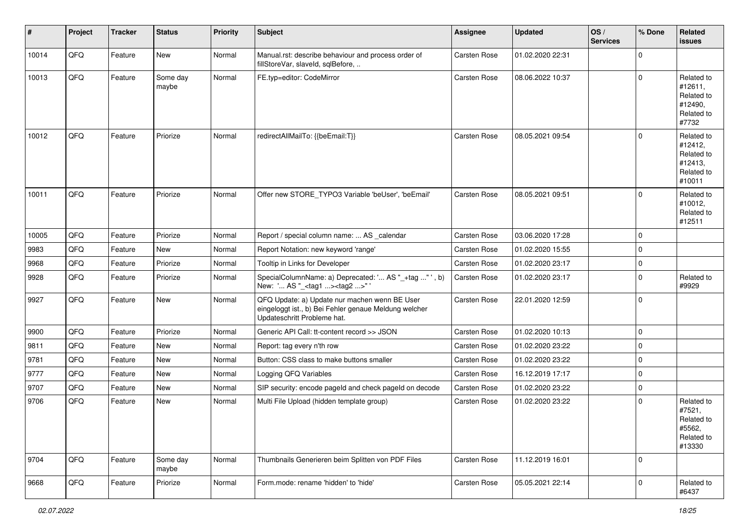| # | Project | Tracker | Status | Priority | Subject | Assignee | Updated | OS / Services | % Done | Related issues |
|---|---|---|---|---|---|---|---|---|---|---|
| 10014 | QFQ | Feature | New | Normal | Manual.rst: describe behaviour and process order of fillStoreVar, slaveId, sqlBefore, .. | Carsten Rose | 01.02.2020 22:31 | | 0 | |
| 10013 | QFQ | Feature | Some day maybe | Normal | FE.typ=editor: CodeMirror | Carsten Rose | 08.06.2022 10:37 | | 0 | Related to #12611, Related to #12490, Related to #7732 |
| 10012 | QFQ | Feature | Priorize | Normal | redirectAllMailTo: {{beEmail:T}} | Carsten Rose | 08.05.2021 09:54 | | 0 | Related to #12412, Related to #12413, Related to #10011 |
| 10011 | QFQ | Feature | Priorize | Normal | Offer new STORE_TYPO3 Variable 'beUser', 'beEmail' | Carsten Rose | 08.05.2021 09:51 | | 0 | Related to #10012, Related to #12511 |
| 10005 | QFQ | Feature | Priorize | Normal | Report / special column name: ... AS _calendar | Carsten Rose | 03.06.2020 17:28 | | 0 | |
| 9983 | QFQ | Feature | New | Normal | Report Notation: new keyword 'range' | Carsten Rose | 01.02.2020 15:55 | | 0 | |
| 9968 | QFQ | Feature | Priorize | Normal | Tooltip in Links for Developer | Carsten Rose | 01.02.2020 23:17 | | 0 | |
| 9928 | QFQ | Feature | Priorize | Normal | SpecialColumnName: a) Deprecated: '... AS "_+tag " ', b) New: '... AS "_<tag1 ...><tag2 ...>" ' | Carsten Rose | 01.02.2020 23:17 | | 0 | Related to #9929 |
| 9927 | QFQ | Feature | New | Normal | QFQ Update: a) Update nur machen wenn BE User eingeloggt ist., b) Bei Fehler genaue Meldung welcher Updateschritt Probleme hat. | Carsten Rose | 22.01.2020 12:59 | | 0 | |
| 9900 | QFQ | Feature | Priorize | Normal | Generic API Call: tt-content record >> JSON | Carsten Rose | 01.02.2020 10:13 | | 0 | |
| 9811 | QFQ | Feature | New | Normal | Report: tag every n'th row | Carsten Rose | 01.02.2020 23:22 | | 0 | |
| 9781 | QFQ | Feature | New | Normal | Button: CSS class to make buttons smaller | Carsten Rose | 01.02.2020 23:22 | | 0 | |
| 9777 | QFQ | Feature | New | Normal | Logging QFQ Variables | Carsten Rose | 16.12.2019 17:17 | | 0 | |
| 9707 | QFQ | Feature | New | Normal | SIP security: encode pageId and check pageId on decode | Carsten Rose | 01.02.2020 23:22 | | 0 | |
| 9706 | QFQ | Feature | New | Normal | Multi File Upload (hidden template group) | Carsten Rose | 01.02.2020 23:22 | | 0 | Related to #7521, Related to #5562, Related to #13330 |
| 9704 | QFQ | Feature | Some day maybe | Normal | Thumbnails Generieren beim Splitten von PDF Files | Carsten Rose | 11.12.2019 16:01 | | 0 | |
| 9668 | QFQ | Feature | Priorize | Normal | Form.mode: rename 'hidden' to 'hide' | Carsten Rose | 05.05.2021 22:14 | | 0 | Related to #6437 |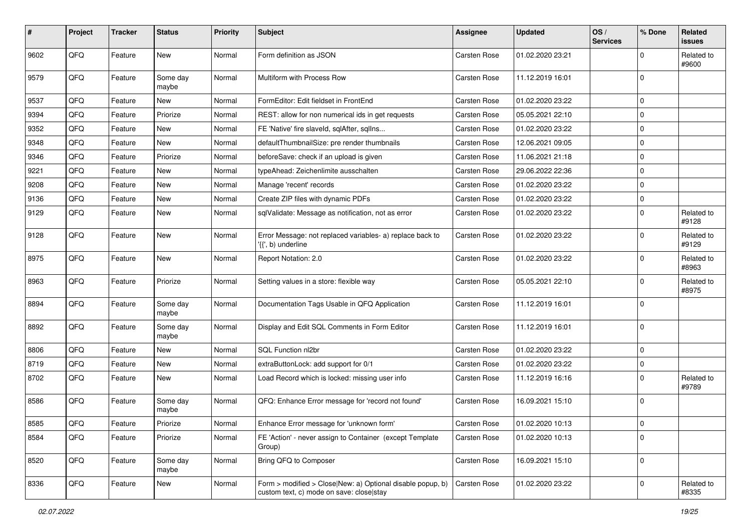| # | Project | Tracker | Status | Priority | Subject | Assignee | Updated | OS / Services | % Done | Related issues |
|---|---|---|---|---|---|---|---|---|---|---|
| 9602 | QFQ | Feature | New | Normal | Form definition as JSON | Carsten Rose | 01.02.2020 23:21 | | 0 | Related to #9600 |
| 9579 | QFQ | Feature | Some day maybe | Normal | Multiform with Process Row | Carsten Rose | 11.12.2019 16:01 | | 0 | |
| 9537 | QFQ | Feature | New | Normal | FormEditor: Edit fieldset in FrontEnd | Carsten Rose | 01.02.2020 23:22 | | 0 | |
| 9394 | QFQ | Feature | Priorize | Normal | REST: allow for non numerical ids in get requests | Carsten Rose | 05.05.2021 22:10 | | 0 | |
| 9352 | QFQ | Feature | New | Normal | FE 'Native' fire slaveId, sqlAfter, sqlIns... | Carsten Rose | 01.02.2020 23:22 | | 0 | |
| 9348 | QFQ | Feature | New | Normal | defaultThumbnailSize: pre render thumbnails | Carsten Rose | 12.06.2021 09:05 | | 0 | |
| 9346 | QFQ | Feature | Priorize | Normal | beforeSave: check if an upload is given | Carsten Rose | 11.06.2021 21:18 | | 0 | |
| 9221 | QFQ | Feature | New | Normal | typeAhead: Zeichenlimite ausschalten | Carsten Rose | 29.06.2022 22:36 | | 0 | |
| 9208 | QFQ | Feature | New | Normal | Manage 'recent' records | Carsten Rose | 01.02.2020 23:22 | | 0 | |
| 9136 | QFQ | Feature | New | Normal | Create ZIP files with dynamic PDFs | Carsten Rose | 01.02.2020 23:22 | | 0 | |
| 9129 | QFQ | Feature | New | Normal | sqlValidate: Message as notification, not as error | Carsten Rose | 01.02.2020 23:22 | | 0 | Related to #9128 |
| 9128 | QFQ | Feature | New | Normal | Error Message: not replaced variables- a) replace back to '{{', b) underline | Carsten Rose | 01.02.2020 23:22 | | 0 | Related to #9129 |
| 8975 | QFQ | Feature | New | Normal | Report Notation: 2.0 | Carsten Rose | 01.02.2020 23:22 | | 0 | Related to #8963 |
| 8963 | QFQ | Feature | Priorize | Normal | Setting values in a store: flexible way | Carsten Rose | 05.05.2021 22:10 | | 0 | Related to #8975 |
| 8894 | QFQ | Feature | Some day maybe | Normal | Documentation Tags Usable in QFQ Application | Carsten Rose | 11.12.2019 16:01 | | 0 | |
| 8892 | QFQ | Feature | Some day maybe | Normal | Display and Edit SQL Comments in Form Editor | Carsten Rose | 11.12.2019 16:01 | | 0 | |
| 8806 | QFQ | Feature | New | Normal | SQL Function nl2br | Carsten Rose | 01.02.2020 23:22 | | 0 | |
| 8719 | QFQ | Feature | New | Normal | extraButtonLock: add support for 0/1 | Carsten Rose | 01.02.2020 23:22 | | 0 | |
| 8702 | QFQ | Feature | New | Normal | Load Record which is locked: missing user info | Carsten Rose | 11.12.2019 16:16 | | 0 | Related to #9789 |
| 8586 | QFQ | Feature | Some day maybe | Normal | QFQ: Enhance Error message for 'record not found' | Carsten Rose | 16.09.2021 15:10 | | 0 | |
| 8585 | QFQ | Feature | Priorize | Normal | Enhance Error message for 'unknown form' | Carsten Rose | 01.02.2020 10:13 | | 0 | |
| 8584 | QFQ | Feature | Priorize | Normal | FE 'Action' - never assign to Container (except Template Group) | Carsten Rose | 01.02.2020 10:13 | | 0 | |
| 8520 | QFQ | Feature | Some day maybe | Normal | Bring QFQ to Composer | Carsten Rose | 16.09.2021 15:10 | | 0 | |
| 8336 | QFQ | Feature | New | Normal | Form > modified > Close\|New: a) Optional disable popup, b) custom text, c) mode on save: close\|stay | Carsten Rose | 01.02.2020 23:22 | | 0 | Related to #8335 |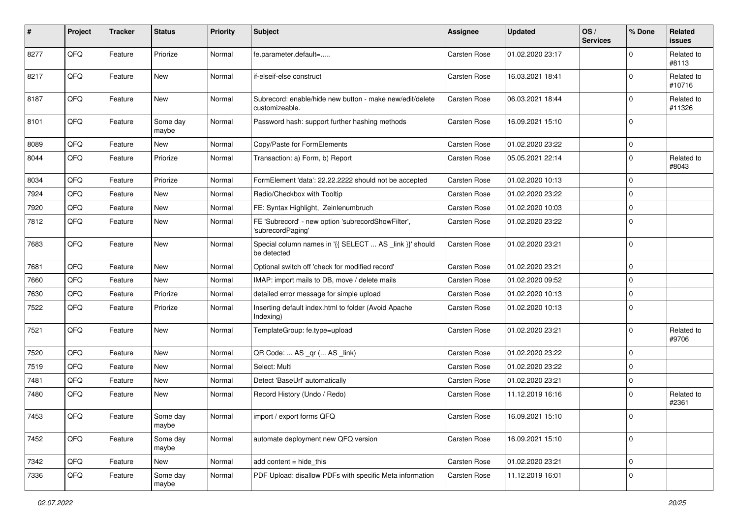| # | Project | Tracker | Status | Priority | Subject | Assignee | Updated | OS / Services | % Done | Related issues |
|---|---|---|---|---|---|---|---|---|---|---|
| 8277 | QFQ | Feature | Priorize | Normal | fe.parameter.default=..... | Carsten Rose | 01.02.2020 23:17 | | 0 | Related to #8113 |
| 8217 | QFQ | Feature | New | Normal | if-elseif-else construct | Carsten Rose | 16.03.2021 18:41 | | 0 | Related to #10716 |
| 8187 | QFQ | Feature | New | Normal | Subrecord: enable/hide new button - make new/edit/delete customizeable. | Carsten Rose | 06.03.2021 18:44 | | 0 | Related to #11326 |
| 8101 | QFQ | Feature | Some day maybe | Normal | Password hash: support further hashing methods | Carsten Rose | 16.09.2021 15:10 | | 0 | |
| 8089 | QFQ | Feature | New | Normal | Copy/Paste for FormElements | Carsten Rose | 01.02.2020 23:22 | | 0 | |
| 8044 | QFQ | Feature | Priorize | Normal | Transaction: a) Form, b) Report | Carsten Rose | 05.05.2021 22:14 | | 0 | Related to #8043 |
| 8034 | QFQ | Feature | Priorize | Normal | FormElement 'data': 22.22.2222 should not be accepted | Carsten Rose | 01.02.2020 10:13 | | 0 | |
| 7924 | QFQ | Feature | New | Normal | Radio/Checkbox with Tooltip | Carsten Rose | 01.02.2020 23:22 | | 0 | |
| 7920 | QFQ | Feature | New | Normal | FE: Syntax Highlight, Zeinlenumbruch | Carsten Rose | 01.02.2020 10:03 | | 0 | |
| 7812 | QFQ | Feature | New | Normal | FE 'Subrecord' - new option 'subrecordShowFilter', 'subrecordPaging' | Carsten Rose | 01.02.2020 23:22 | | 0 | |
| 7683 | QFQ | Feature | New | Normal | Special column names in '{{ SELECT ... AS _link }}' should be detected | Carsten Rose | 01.02.2020 23:21 | | 0 | |
| 7681 | QFQ | Feature | New | Normal | Optional switch off 'check for modified record' | Carsten Rose | 01.02.2020 23:21 | | 0 | |
| 7660 | QFQ | Feature | New | Normal | IMAP: import mails to DB, move / delete mails | Carsten Rose | 01.02.2020 09:52 | | 0 | |
| 7630 | QFQ | Feature | Priorize | Normal | detailed error message for simple upload | Carsten Rose | 01.02.2020 10:13 | | 0 | |
| 7522 | QFQ | Feature | Priorize | Normal | Inserting default index.html to folder (Avoid Apache Indexing) | Carsten Rose | 01.02.2020 10:13 | | 0 | |
| 7521 | QFQ | Feature | New | Normal | TemplateGroup: fe.type=upload | Carsten Rose | 01.02.2020 23:21 | | 0 | Related to #9706 |
| 7520 | QFQ | Feature | New | Normal | QR Code: ... AS _qr (... AS _link) | Carsten Rose | 01.02.2020 23:22 | | 0 | |
| 7519 | QFQ | Feature | New | Normal | Select: Multi | Carsten Rose | 01.02.2020 23:22 | | 0 | |
| 7481 | QFQ | Feature | New | Normal | Detect 'BaseUrl' automatically | Carsten Rose | 01.02.2020 23:21 | | 0 | |
| 7480 | QFQ | Feature | New | Normal | Record History (Undo / Redo) | Carsten Rose | 11.12.2019 16:16 | | 0 | Related to #2361 |
| 7453 | QFQ | Feature | Some day maybe | Normal | import / export forms QFQ | Carsten Rose | 16.09.2021 15:10 | | 0 | |
| 7452 | QFQ | Feature | Some day maybe | Normal | automate deployment new QFQ version | Carsten Rose | 16.09.2021 15:10 | | 0 | |
| 7342 | QFQ | Feature | New | Normal | add content = hide_this | Carsten Rose | 01.02.2020 23:21 | | 0 | |
| 7336 | QFQ | Feature | Some day maybe | Normal | PDF Upload: disallow PDFs with specific Meta information | Carsten Rose | 11.12.2019 16:01 | | 0 | |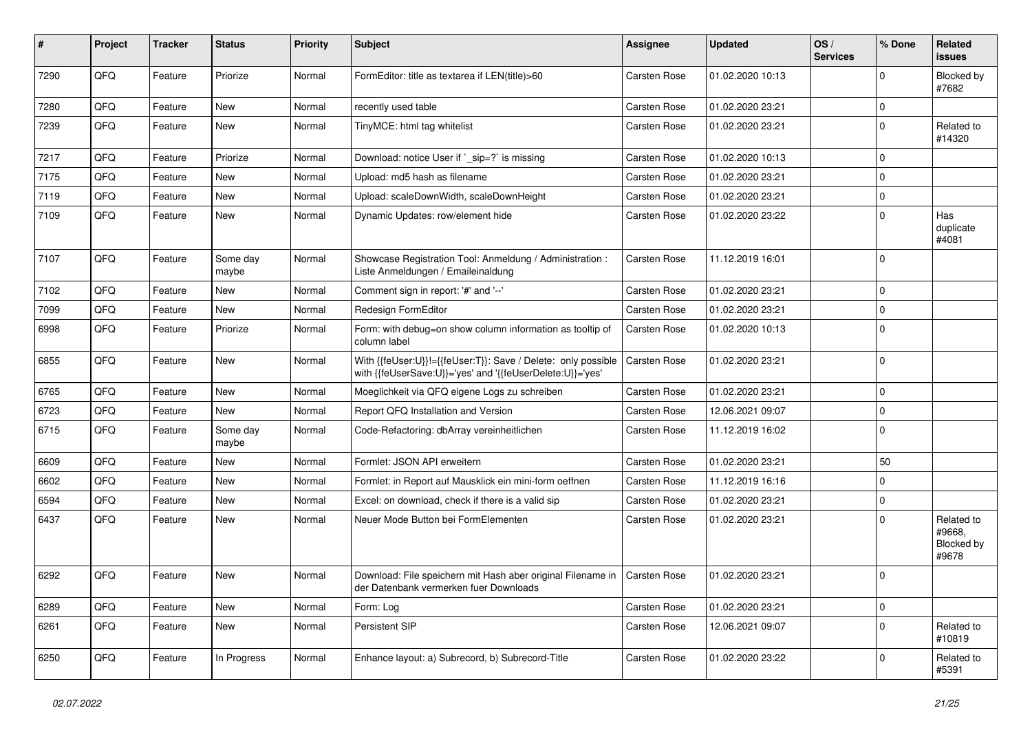| # | Project | Tracker | Status | Priority | Subject | Assignee | Updated | OS / Services | % Done | Related issues |
|---|---|---|---|---|---|---|---|---|---|---|
| 7290 | QFQ | Feature | Priorize | Normal | FormEditor: title as textarea if LEN(title)>60 | Carsten Rose | 01.02.2020 10:13 | | 0 | Blocked by #7682 |
| 7280 | QFQ | Feature | New | Normal | recently used table | Carsten Rose | 01.02.2020 23:21 | | 0 | |
| 7239 | QFQ | Feature | New | Normal | TinyMCE: html tag whitelist | Carsten Rose | 01.02.2020 23:21 | | 0 | Related to #14320 |
| 7217 | QFQ | Feature | Priorize | Normal | Download: notice User if `_sip=?` is missing | Carsten Rose | 01.02.2020 10:13 | | 0 | |
| 7175 | QFQ | Feature | New | Normal | Upload: md5 hash as filename | Carsten Rose | 01.02.2020 23:21 | | 0 | |
| 7119 | QFQ | Feature | New | Normal | Upload: scaleDownWidth, scaleDownHeight | Carsten Rose | 01.02.2020 23:21 | | 0 | |
| 7109 | QFQ | Feature | New | Normal | Dynamic Updates: row/element hide | Carsten Rose | 01.02.2020 23:22 | | 0 | Has duplicate #4081 |
| 7107 | QFQ | Feature | Some day maybe | Normal | Showcase Registration Tool: Anmeldung / Administration : Liste Anmeldungen / Emaileinaldung | Carsten Rose | 11.12.2019 16:01 | | 0 | |
| 7102 | QFQ | Feature | New | Normal | Comment sign in report: '#' and '--' | Carsten Rose | 01.02.2020 23:21 | | 0 | |
| 7099 | QFQ | Feature | New | Normal | Redesign FormEditor | Carsten Rose | 01.02.2020 23:21 | | 0 | |
| 6998 | QFQ | Feature | Priorize | Normal | Form: with debug=on show column information as tooltip of column label | Carsten Rose | 01.02.2020 10:13 | | 0 | |
| 6855 | QFQ | Feature | New | Normal | With {{feUser:U}}!={{feUser:T}}: Save / Delete: only possible with {{feUserSave:U}}='yes' and '{{feUserDelete:U}}='yes' | Carsten Rose | 01.02.2020 23:21 | | 0 | |
| 6765 | QFQ | Feature | New | Normal | Moeglichkeit via QFQ eigene Logs zu schreiben | Carsten Rose | 01.02.2020 23:21 | | 0 | |
| 6723 | QFQ | Feature | New | Normal | Report QFQ Installation and Version | Carsten Rose | 12.06.2021 09:07 | | 0 | |
| 6715 | QFQ | Feature | Some day maybe | Normal | Code-Refactoring: dbArray vereinheitlichen | Carsten Rose | 11.12.2019 16:02 | | 0 | |
| 6609 | QFQ | Feature | New | Normal | Formlet: JSON API erweitern | Carsten Rose | 01.02.2020 23:21 | | 50 | |
| 6602 | QFQ | Feature | New | Normal | Formlet: in Report auf Mausklick ein mini-form oeffnen | Carsten Rose | 11.12.2019 16:16 | | 0 | |
| 6594 | QFQ | Feature | New | Normal | Excel: on download, check if there is a valid sip | Carsten Rose | 01.02.2020 23:21 | | 0 | |
| 6437 | QFQ | Feature | New | Normal | Neuer Mode Button bei FormElementen | Carsten Rose | 01.02.2020 23:21 | | 0 | Related to #9668, Blocked by #9678 |
| 6292 | QFQ | Feature | New | Normal | Download: File speichern mit Hash aber original Filename in der Datenbank vermerken fuer Downloads | Carsten Rose | 01.02.2020 23:21 | | 0 | |
| 6289 | QFQ | Feature | New | Normal | Form: Log | Carsten Rose | 01.02.2020 23:21 | | 0 | |
| 6261 | QFQ | Feature | New | Normal | Persistent SIP | Carsten Rose | 12.06.2021 09:07 | | 0 | Related to #10819 |
| 6250 | QFQ | Feature | In Progress | Normal | Enhance layout: a) Subrecord, b) Subrecord-Title | Carsten Rose | 01.02.2020 23:22 | | 0 | Related to #5391 |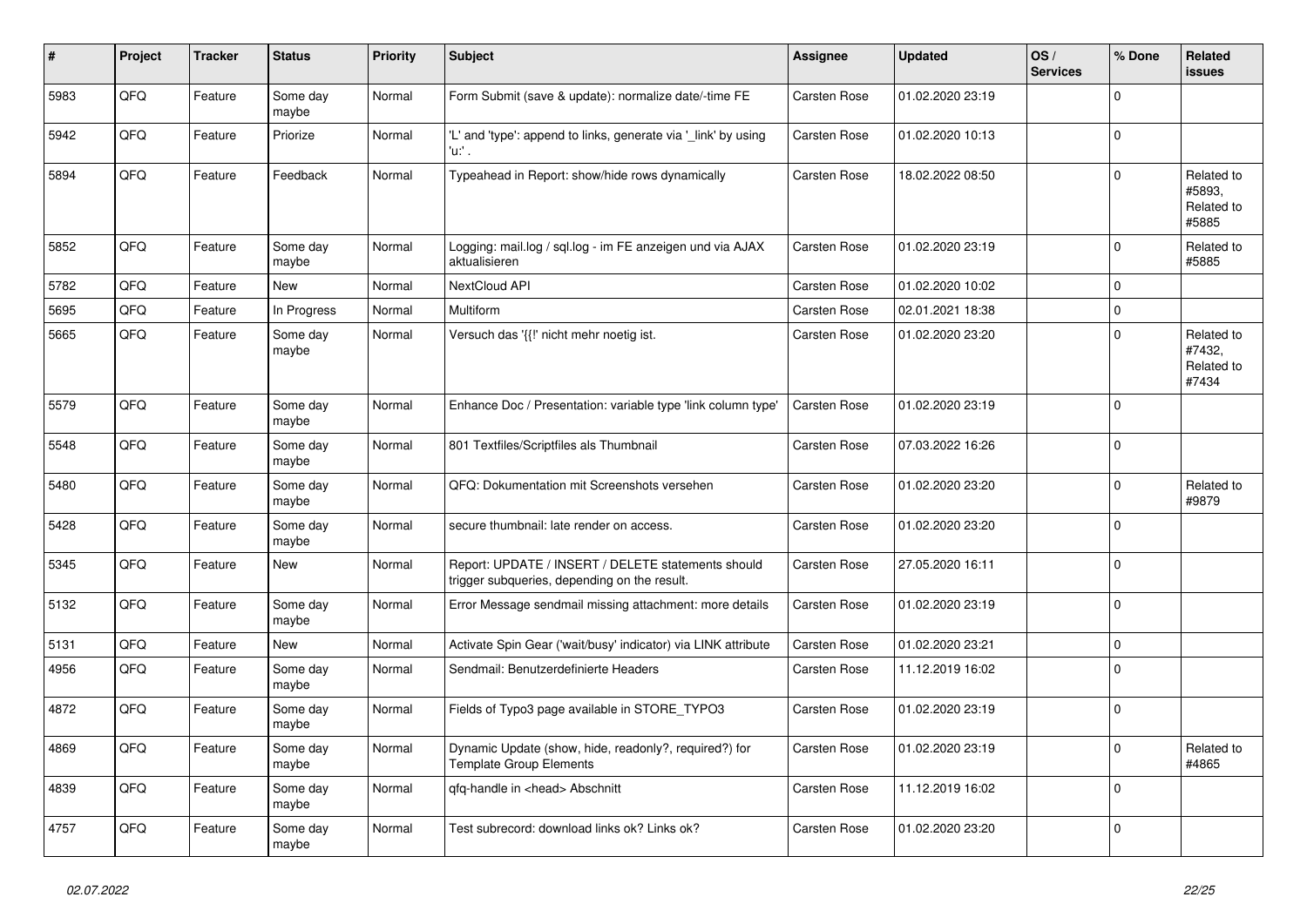| # | Project | Tracker | Status | Priority | Subject | Assignee | Updated | OS / Services | % Done | Related issues |
|---|---|---|---|---|---|---|---|---|---|---|
| 5983 | QFQ | Feature | Some day maybe | Normal | Form Submit (save & update): normalize date/-time FE | Carsten Rose | 01.02.2020 23:19 | | 0 | |
| 5942 | QFQ | Feature | Priorize | Normal | 'L' and 'type': append to links, generate via '_link' by using 'u:' . | Carsten Rose | 01.02.2020 10:13 | | 0 | |
| 5894 | QFQ | Feature | Feedback | Normal | Typeahead in Report: show/hide rows dynamically | Carsten Rose | 18.02.2022 08:50 | | 0 | Related to #5893, Related to #5885 |
| 5852 | QFQ | Feature | Some day maybe | Normal | Logging: mail.log / sql.log - im FE anzeigen und via AJAX aktualisieren | Carsten Rose | 01.02.2020 23:19 | | 0 | Related to #5885 |
| 5782 | QFQ | Feature | New | Normal | NextCloud API | Carsten Rose | 01.02.2020 10:02 | | 0 | |
| 5695 | QFQ | Feature | In Progress | Normal | Multiform | Carsten Rose | 02.01.2021 18:38 | | 0 | |
| 5665 | QFQ | Feature | Some day maybe | Normal | Versuch das '{{!' nicht mehr noetig ist. | Carsten Rose | 01.02.2020 23:20 | | 0 | Related to #7432, Related to #7434 |
| 5579 | QFQ | Feature | Some day maybe | Normal | Enhance Doc / Presentation: variable type 'link column type' | Carsten Rose | 01.02.2020 23:19 | | 0 | |
| 5548 | QFQ | Feature | Some day maybe | Normal | 801 Textfiles/Scriptfiles als Thumbnail | Carsten Rose | 07.03.2022 16:26 | | 0 | |
| 5480 | QFQ | Feature | Some day maybe | Normal | QFQ: Dokumentation mit Screenshots versehen | Carsten Rose | 01.02.2020 23:20 | | 0 | Related to #9879 |
| 5428 | QFQ | Feature | Some day maybe | Normal | secure thumbnail: late render on access. | Carsten Rose | 01.02.2020 23:20 | | 0 | |
| 5345 | QFQ | Feature | New | Normal | Report: UPDATE / INSERT / DELETE statements should trigger subqueries, depending on the result. | Carsten Rose | 27.05.2020 16:11 | | 0 | |
| 5132 | QFQ | Feature | Some day maybe | Normal | Error Message sendmail missing attachment: more details | Carsten Rose | 01.02.2020 23:19 | | 0 | |
| 5131 | QFQ | Feature | New | Normal | Activate Spin Gear ('wait/busy' indicator) via LINK attribute | Carsten Rose | 01.02.2020 23:21 | | 0 | |
| 4956 | QFQ | Feature | Some day maybe | Normal | Sendmail: Benutzerdefinierte Headers | Carsten Rose | 11.12.2019 16:02 | | 0 | |
| 4872 | QFQ | Feature | Some day maybe | Normal | Fields of Typo3 page available in STORE_TYPO3 | Carsten Rose | 01.02.2020 23:19 | | 0 | |
| 4869 | QFQ | Feature | Some day maybe | Normal | Dynamic Update (show, hide, readonly?, required?) for Template Group Elements | Carsten Rose | 01.02.2020 23:19 | | 0 | Related to #4865 |
| 4839 | QFQ | Feature | Some day maybe | Normal | qfq-handle in <head> Abschnitt | Carsten Rose | 11.12.2019 16:02 | | 0 | |
| 4757 | QFQ | Feature | Some day maybe | Normal | Test subrecord: download links ok? Links ok? | Carsten Rose | 01.02.2020 23:20 | | 0 | |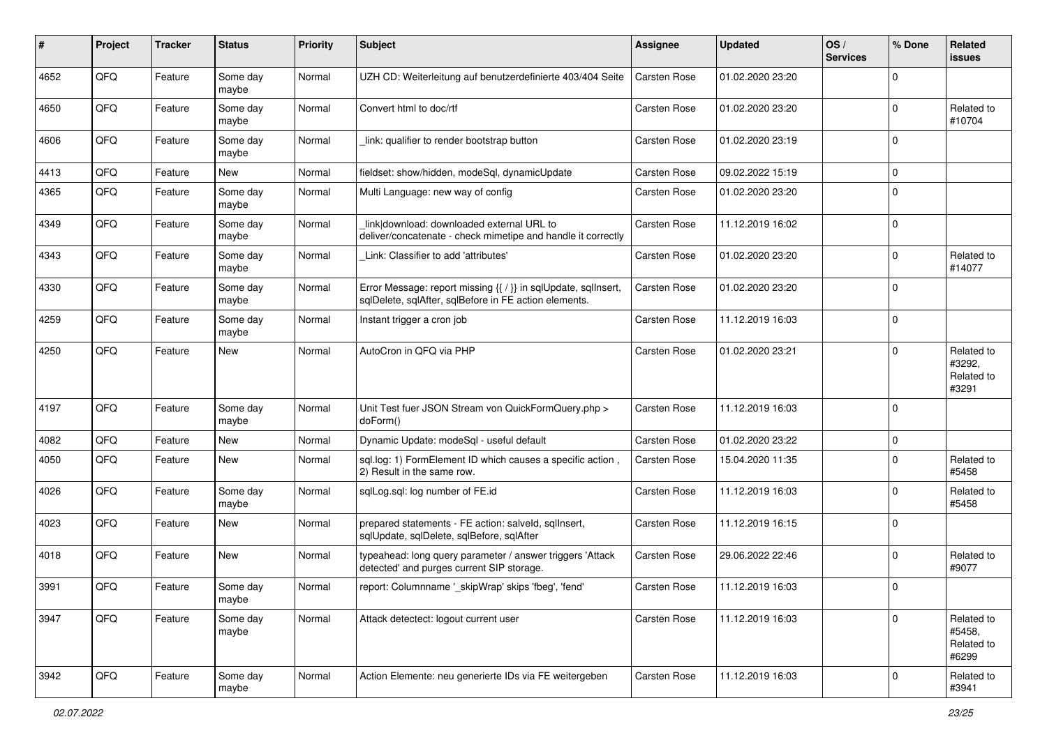| # | Project | Tracker | Status | Priority | Subject | Assignee | Updated | OS / Services | % Done | Related issues |
|---|---|---|---|---|---|---|---|---|---|---|
| 4652 | QFQ | Feature | Some day maybe | Normal | UZH CD: Weiterleitung auf benutzerdefinierte 403/404 Seite | Carsten Rose | 01.02.2020 23:20 | | 0 | |
| 4650 | QFQ | Feature | Some day maybe | Normal | Convert html to doc/rtf | Carsten Rose | 01.02.2020 23:20 | | 0 | Related to #10704 |
| 4606 | QFQ | Feature | Some day maybe | Normal | _link: qualifier to render bootstrap button | Carsten Rose | 01.02.2020 23:19 | | 0 | |
| 4413 | QFQ | Feature | New | Normal | fieldset: show/hidden, modeSql, dynamicUpdate | Carsten Rose | 09.02.2022 15:19 | | 0 | |
| 4365 | QFQ | Feature | Some day maybe | Normal | Multi Language: new way of config | Carsten Rose | 01.02.2020 23:20 | | 0 | |
| 4349 | QFQ | Feature | Some day maybe | Normal | _link\|download: downloaded external URL to deliver/concatenate - check mimetipe and handle it correctly | Carsten Rose | 11.12.2019 16:02 | | 0 | |
| 4343 | QFQ | Feature | Some day maybe | Normal | _Link: Classifier to add 'attributes' | Carsten Rose | 01.02.2020 23:20 | | 0 | Related to #14077 |
| 4330 | QFQ | Feature | Some day maybe | Normal | Error Message: report missing {{ / }} in sqlUpdate, sqlInsert, sqlDelete, sqlAfter, sqlBefore in FE action elements. | Carsten Rose | 01.02.2020 23:20 | | 0 | |
| 4259 | QFQ | Feature | Some day maybe | Normal | Instant trigger a cron job | Carsten Rose | 11.12.2019 16:03 | | 0 | |
| 4250 | QFQ | Feature | New | Normal | AutoCron in QFQ via PHP | Carsten Rose | 01.02.2020 23:21 | | 0 | Related to #3292, Related to #3291 |
| 4197 | QFQ | Feature | Some day maybe | Normal | Unit Test fuer JSON Stream von QuickFormQuery.php > doForm() | Carsten Rose | 11.12.2019 16:03 | | 0 | |
| 4082 | QFQ | Feature | New | Normal | Dynamic Update: modeSql - useful default | Carsten Rose | 01.02.2020 23:22 | | 0 | |
| 4050 | QFQ | Feature | New | Normal | sql.log: 1) FormElement ID which causes a specific action , 2) Result in the same row. | Carsten Rose | 15.04.2020 11:35 | | 0 | Related to #5458 |
| 4026 | QFQ | Feature | Some day maybe | Normal | sqlLog.sql: log number of FE.id | Carsten Rose | 11.12.2019 16:03 | | 0 | Related to #5458 |
| 4023 | QFQ | Feature | New | Normal | prepared statements - FE action: salveId, sqlInsert, sqlUpdate, sqlDelete, sqlBefore, sqlAfter | Carsten Rose | 11.12.2019 16:15 | | 0 | |
| 4018 | QFQ | Feature | New | Normal | typeahead: long query parameter / answer triggers 'Attack detected' and purges current SIP storage. | Carsten Rose | 29.06.2022 22:46 | | 0 | Related to #9077 |
| 3991 | QFQ | Feature | Some day maybe | Normal | report: Columnname '_skipWrap' skips 'fbeg', 'fend' | Carsten Rose | 11.12.2019 16:03 | | 0 | |
| 3947 | QFQ | Feature | Some day maybe | Normal | Attack detectect: logout current user | Carsten Rose | 11.12.2019 16:03 | | 0 | Related to #5458, Related to #6299 |
| 3942 | QFQ | Feature | Some day maybe | Normal | Action Elemente: neu generierte IDs via FE weitergeben | Carsten Rose | 11.12.2019 16:03 | | 0 | Related to #3941 |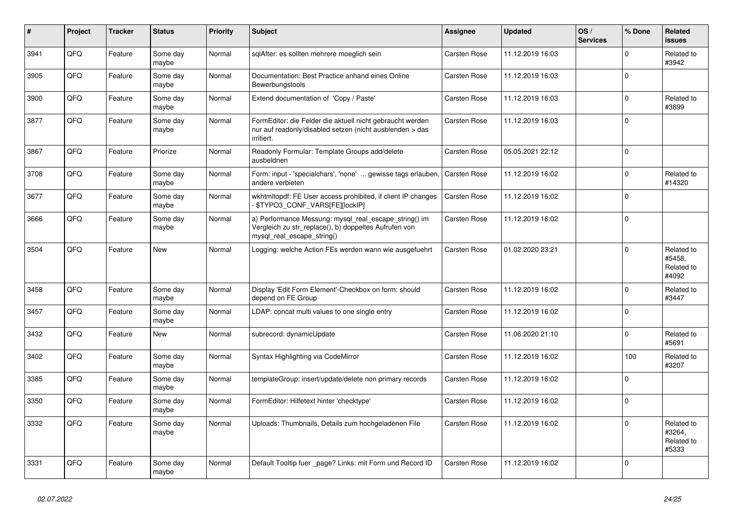| # | Project | Tracker | Status | Priority | Subject | Assignee | Updated | OS / Services | % Done | Related issues |
|---|---|---|---|---|---|---|---|---|---|---|
| 3941 | QFQ | Feature | Some day maybe | Normal | sqlAfter: es sollten mehrere moeglich sein | Carsten Rose | 11.12.2019 16:03 | | 0 | Related to #3942 |
| 3905 | QFQ | Feature | Some day maybe | Normal | Documentation: Best Practice anhand eines Online Bewerbungstools | Carsten Rose | 11.12.2019 16:03 | | 0 | |
| 3900 | QFQ | Feature | Some day maybe | Normal | Extend documentation of 'Copy / Paste' | Carsten Rose | 11.12.2019 16:03 | | 0 | Related to #3899 |
| 3877 | QFQ | Feature | Some day maybe | Normal | FormEditor: die Felder die aktuell nicht gebraucht werden nur auf readonly/disabled setzen (nicht ausblenden > das irritiert. | Carsten Rose | 11.12.2019 16:03 | | 0 | |
| 3867 | QFQ | Feature | Priorize | Normal | Readonly Formular: Template Groups add/delete ausbeldnen | Carsten Rose | 05.05.2021 22:12 | | 0 | |
| 3708 | QFQ | Feature | Some day maybe | Normal | Form: input - 'specialchars', 'none' ... gewisse tags erlauben, andere verbieten | Carsten Rose | 11.12.2019 16:02 | | 0 | Related to #14320 |
| 3677 | QFQ | Feature | Some day maybe | Normal | wkhtmltopdf: FE User access prohibited, if client IP changes - $TYPO3_CONF_VARS[FE][lockIP] | Carsten Rose | 11.12.2019 16:02 | | 0 | |
| 3666 | QFQ | Feature | Some day maybe | Normal | a) Performance Messung: mysql_real_escape_string() im Vergleich zu str_replace(), b) doppeltes Aufrufen von mysql_real_escape_string() | Carsten Rose | 11.12.2019 16:02 | | 0 | |
| 3504 | QFQ | Feature | New | Normal | Logging: welche Action FEs werden wann wie ausgefuehrt | Carsten Rose | 01.02.2020 23:21 | | 0 | Related to #5458, Related to #4092 |
| 3458 | QFQ | Feature | Some day maybe | Normal | Display 'Edit Form Element'-Checkbox on form: should depend on FE Group | Carsten Rose | 11.12.2019 16:02 | | 0 | Related to #3447 |
| 3457 | QFQ | Feature | Some day maybe | Normal | LDAP: concat multi values to one single entry | Carsten Rose | 11.12.2019 16:02 | | 0 | |
| 3432 | QFQ | Feature | New | Normal | subrecord: dynamicUpdate | Carsten Rose | 11.06.2020 21:10 | | 0 | Related to #5691 |
| 3402 | QFQ | Feature | Some day maybe | Normal | Syntax Highlighting via CodeMirror | Carsten Rose | 11.12.2019 16:02 | | 100 | Related to #3207 |
| 3385 | QFQ | Feature | Some day maybe | Normal | templateGroup: insert/update/delete non primary records | Carsten Rose | 11.12.2019 16:02 | | 0 | |
| 3350 | QFQ | Feature | Some day maybe | Normal | FormEditor: Hilfetext hinter 'checktype' | Carsten Rose | 11.12.2019 16:02 | | 0 | |
| 3332 | QFQ | Feature | Some day maybe | Normal | Uploads: Thumbnails, Details zum hochgeladenen File | Carsten Rose | 11.12.2019 16:02 | | 0 | Related to #3264, Related to #5333 |
| 3331 | QFQ | Feature | Some day maybe | Normal | Default Tooltip fuer _page? Links: mit Form und Record ID | Carsten Rose | 11.12.2019 16:02 | | 0 | |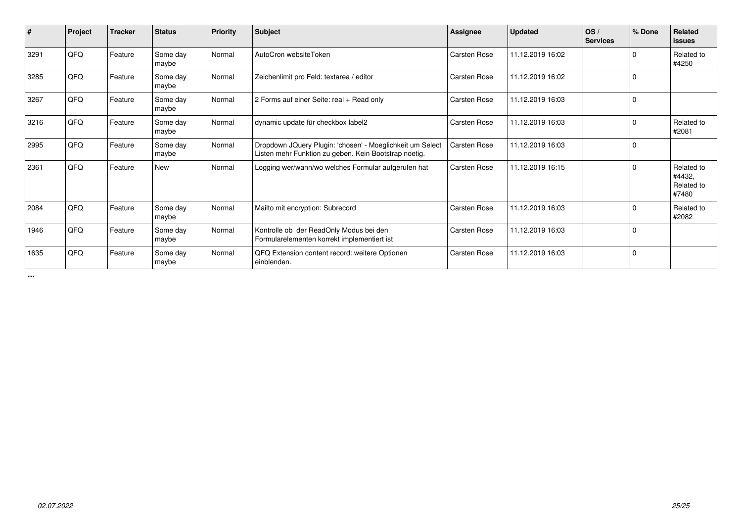| # | Project | Tracker | Status | Priority | Subject | Assignee | Updated | OS / Services | % Done | Related issues |
|---|---|---|---|---|---|---|---|---|---|---|
| 3291 | QFQ | Feature | Some day maybe | Normal | AutoCron websiteToken | Carsten Rose | 11.12.2019 16:02 | | 0 | Related to #4250 |
| 3285 | QFQ | Feature | Some day maybe | Normal | Zeichenlimit pro Feld: textarea / editor | Carsten Rose | 11.12.2019 16:02 | | 0 | |
| 3267 | QFQ | Feature | Some day maybe | Normal | 2 Forms auf einer Seite: real + Read only | Carsten Rose | 11.12.2019 16:03 | | 0 | |
| 3216 | QFQ | Feature | Some day maybe | Normal | dynamic update für checkbox label2 | Carsten Rose | 11.12.2019 16:03 | | 0 | Related to #2081 |
| 2995 | QFQ | Feature | Some day maybe | Normal | Dropdown JQuery Plugin: 'chosen' - Moeglichkeit um Select Listen mehr Funktion zu geben. Kein Bootstrap noetig. | Carsten Rose | 11.12.2019 16:03 | | 0 | |
| 2361 | QFQ | Feature | New | Normal | Logging wer/wann/wo welches Formular aufgerufen hat | Carsten Rose | 11.12.2019 16:15 | | 0 | Related to #4432, Related to #7480 |
| 2084 | QFQ | Feature | Some day maybe | Normal | Mailto mit encryption: Subrecord | Carsten Rose | 11.12.2019 16:03 | | 0 | Related to #2082 |
| 1946 | QFQ | Feature | Some day maybe | Normal | Kontrolle ob der ReadOnly Modus bei den Formularelementen korrekt implementiert ist | Carsten Rose | 11.12.2019 16:03 | | 0 | |
| 1635 | QFQ | Feature | Some day maybe | Normal | QFQ Extension content record: weitere Optionen einblenden. | Carsten Rose | 11.12.2019 16:03 | | 0 | |

...